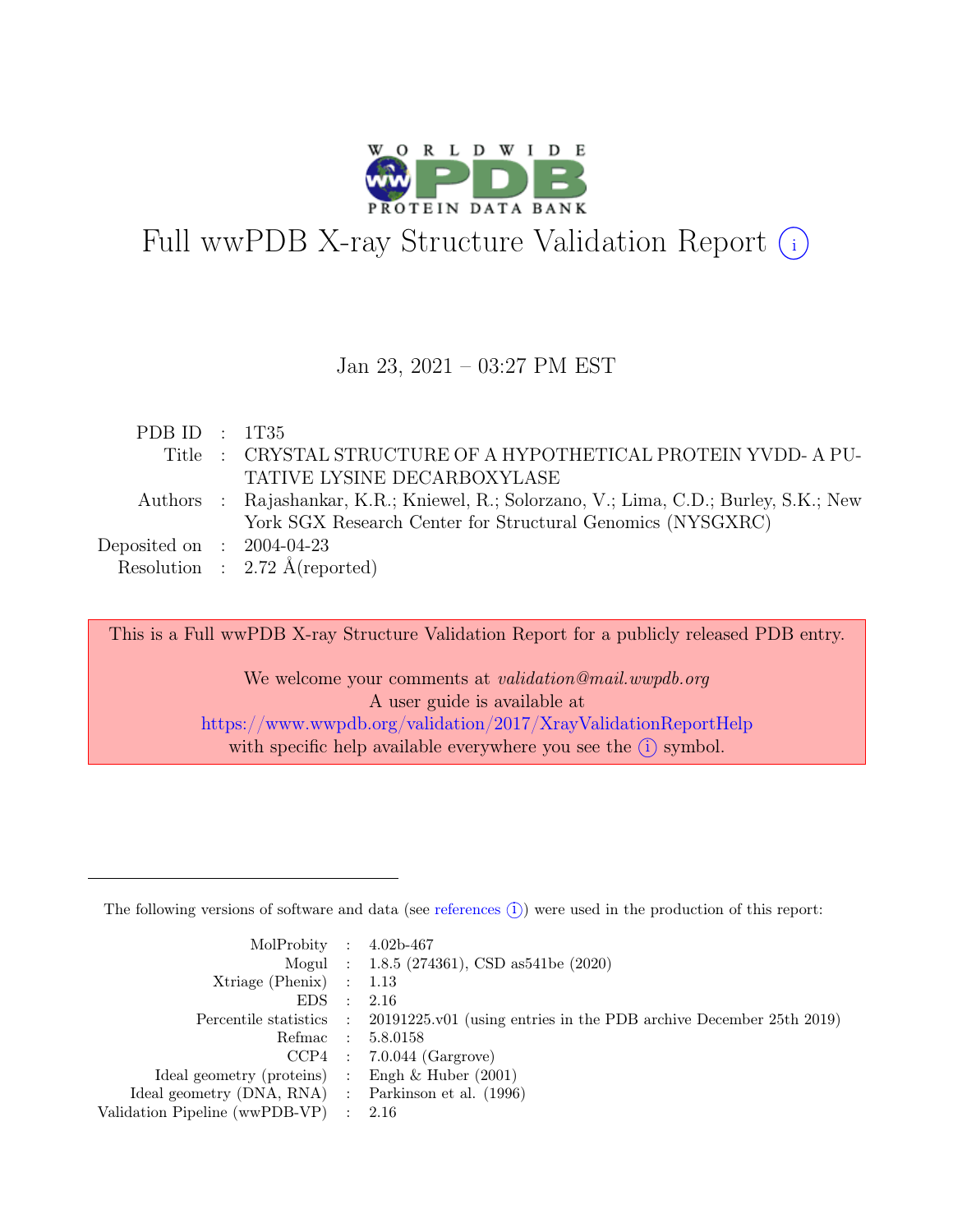# Full wwPDB X-ray Structure Validation Report (i)

Jan 23, 2021 – 03:27 PM EST

| | | |
|---|---|---|
| PDB ID | : | 1T35 |
| Title | : | CRYSTAL STRUCTURE OF A HYPOTHETICAL PROTEIN YVDD- A PUTATIVE LYSINE DECARBOXYLASE |
| Authors | : | Rajashankar, K.R.; Kniewel, R.; Solorzano, V.; Lima, C.D.; Burley, S.K.; New York SGX Research Center for Structural Genomics (NYSGXRC) |
| Deposited on | : | 2004-04-23 |
| Resolution | : | 2.72 Å(reported) |

This is a Full wwPDB X-ray Structure Validation Report for a publicly released PDB entry.

We welcome your comments at *validation@mail.wwpdb.org*
A user guide is available at
https://www.wwpdb.org/validation/2017/XrayValidationReportHelp
with specific help available everywhere you see the (i) symbol.

---

The following versions of software and data (see references (i)) were used in the production of this report:

| | | |
|---|---|---|
| MolProbity | : | 4.02b-467 |
| Mogul | : | 1.8.5 (274361), CSD as541be (2020) |
| Xtriage (Phenix) | : | 1.13 |
| EDS | : | 2.16 |
| Percentile statistics | : | 20191225.v01 (using entries in the PDB archive December 25th 2019) |
| Refmac | : | 5.8.0158 |
| CCP4 | : | 7.0.044 (Gargrove) |
| Ideal geometry (proteins) | : | Engh & Huber (2001) |
| Ideal geometry (DNA, RNA) | : | Parkinson et al. (1996) |
| Validation Pipeline (wwPDB-VP) | : | 2.16 |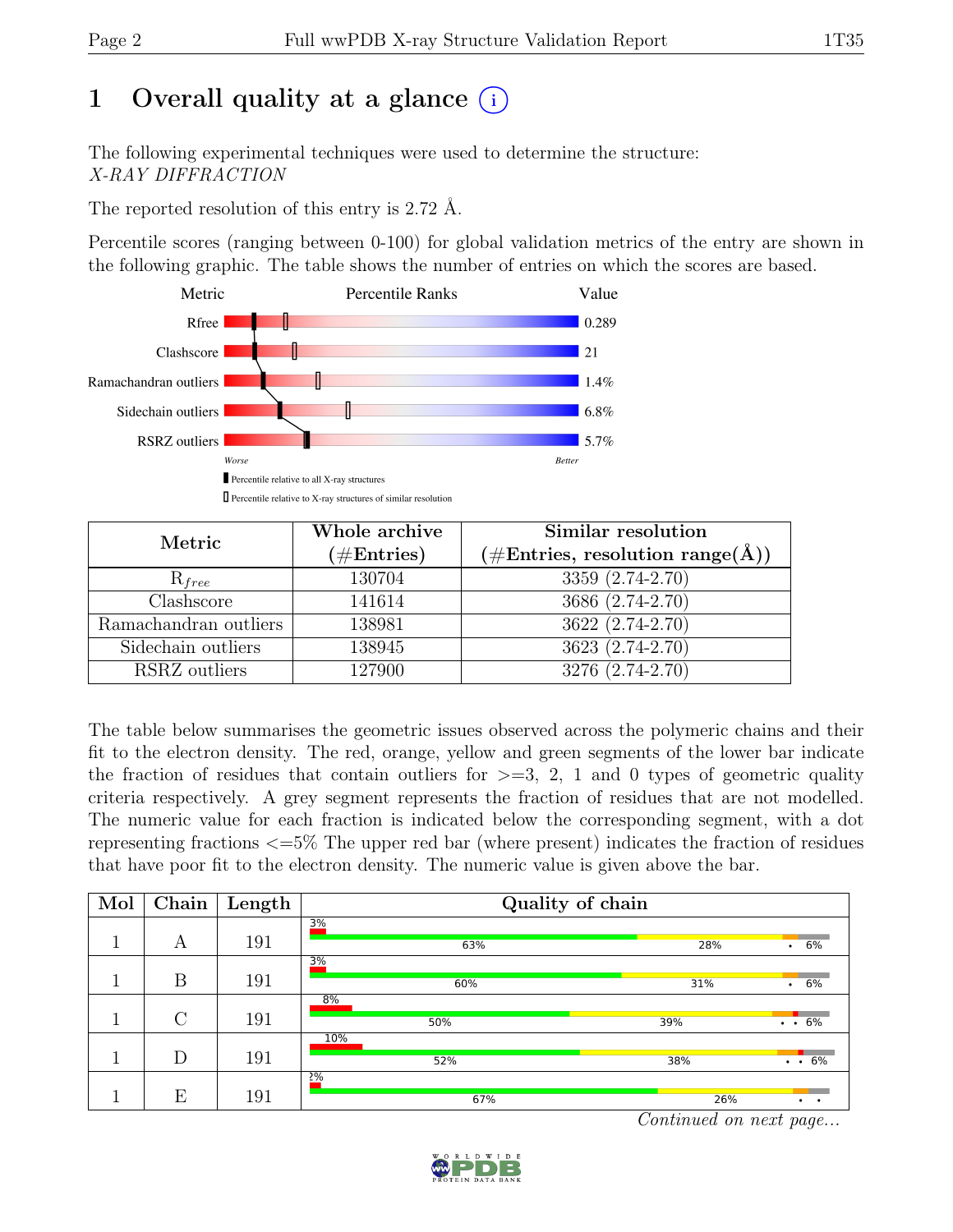# 1 Overall quality at a glance (i)

The following experimental techniques were used to determine the structure:
*X-RAY DIFFRACTION*

The reported resolution of this entry is 2.72 Å.

Percentile scores (ranging between 0-100) for global validation metrics of the entry are shown in the following graphic. The table shows the number of entries on which the scores are based.

| Metric | Value |
|---|---|
| Rfree | 0.289 |
| Clashscore | 21 |
| Ramachandran outliers | 1.4% |
| Sidechain outliers | 6.8% |
| RSRZ outliers | 5.7% |

Worse — Better

▮ Percentile relative to all X-ray structures

▯ Percentile relative to X-ray structures of similar resolution

| Metric | Whole archive (#Entries) | Similar resolution (#Entries, resolution range(Å)) |
|---|---|---|
| $R_{free}$ | 130704 | 3359 (2.74-2.70) |
| Clashscore | 141614 | 3686 (2.74-2.70) |
| Ramachandran outliers | 138981 | 3622 (2.74-2.70) |
| Sidechain outliers | 138945 | 3623 (2.74-2.70) |
| RSRZ outliers | 127900 | 3276 (2.74-2.70) |

The table below summarises the geometric issues observed across the polymeric chains and their fit to the electron density. The red, orange, yellow and green segments of the lower bar indicate the fraction of residues that contain outliers for >=3, 2, 1 and 0 types of geometric quality criteria respectively. A grey segment represents the fraction of residues that are not modelled. The numeric value for each fraction is indicated below the corresponding segment, with a dot representing fractions <=5% The upper red bar (where present) indicates the fraction of residues that have poor fit to the electron density. The numeric value is given above the bar.

| Mol | Chain | Length | Quality of chain |
|---|---|---|---|
| 1 | A | 191 | 3%; 63% · 28% · • · 6% |
| 1 | B | 191 | 3%; 60% · 31% · • · 6% |
| 1 | C | 191 | 8%; 50% · 39% · • • · 6% |
| 1 | D | 191 | 10%; 52% · 38% · • • · 6% |
| 1 | E | 191 | 2%; 67% · 26% · • • |

*Continued on next page...*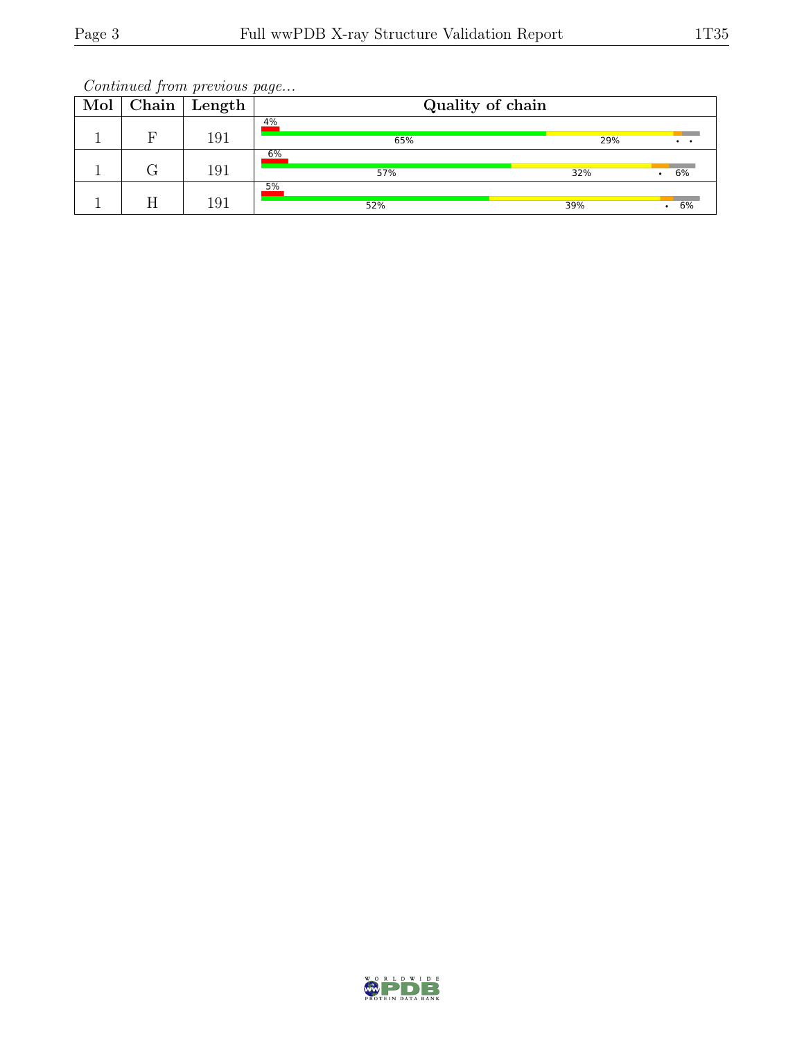*Continued from previous page...*

| Mol | Chain | Length | Quality of chain |
|---|---|---|---|
| 1 | F | 191 | 4% / 65% / 29% / • • |
| 1 | G | 191 | 6% / 57% / 32% / • 6% |
| 1 | H | 191 | 5% / 52% / 39% / • 6% |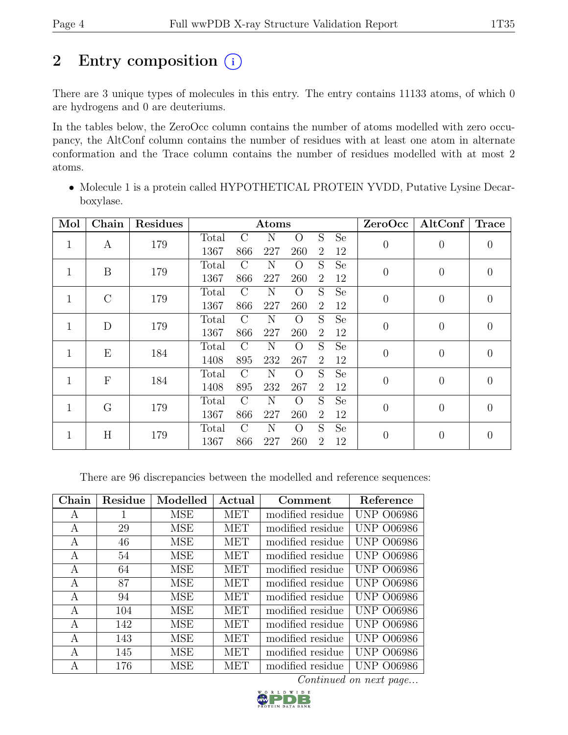# 2 Entry composition

There are 3 unique types of molecules in this entry. The entry contains 11133 atoms, of which 0 are hydrogens and 0 are deuteriums.

In the tables below, the ZeroOcc column contains the number of atoms modelled with zero occupancy, the AltConf column contains the number of residues with at least one atom in alternate conformation and the Trace column contains the number of residues modelled with at most 2 atoms.

- Molecule 1 is a protein called HYPOTHETICAL PROTEIN YVDD, Putative Lysine Decarboxylase.

| Mol | Chain | Residues | Atoms | | | | | | ZeroOcc | AltConf | Trace |
|---|---|---|---|---|---|---|---|---|---|---|---|
| | | | Total | C | N | O | S | Se | | | |
| 1 | A | 179 | 1367 | 866 | 227 | 260 | 2 | 12 | 0 | 0 | 0 |
| 1 | B | 179 | 1367 | 866 | 227 | 260 | 2 | 12 | 0 | 0 | 0 |
| 1 | C | 179 | 1367 | 866 | 227 | 260 | 2 | 12 | 0 | 0 | 0 |
| 1 | D | 179 | 1367 | 866 | 227 | 260 | 2 | 12 | 0 | 0 | 0 |
| 1 | E | 184 | 1408 | 895 | 232 | 267 | 2 | 12 | 0 | 0 | 0 |
| 1 | F | 184 | 1408 | 895 | 232 | 267 | 2 | 12 | 0 | 0 | 0 |
| 1 | G | 179 | 1367 | 866 | 227 | 260 | 2 | 12 | 0 | 0 | 0 |
| 1 | H | 179 | 1367 | 866 | 227 | 260 | 2 | 12 | 0 | 0 | 0 |

There are 96 discrepancies between the modelled and reference sequences:

| Chain | Residue | Modelled | Actual | Comment | Reference |
|---|---|---|---|---|---|
| A | 1 | MSE | MET | modified residue | UNP O06986 |
| A | 29 | MSE | MET | modified residue | UNP O06986 |
| A | 46 | MSE | MET | modified residue | UNP O06986 |
| A | 54 | MSE | MET | modified residue | UNP O06986 |
| A | 64 | MSE | MET | modified residue | UNP O06986 |
| A | 87 | MSE | MET | modified residue | UNP O06986 |
| A | 94 | MSE | MET | modified residue | UNP O06986 |
| A | 104 | MSE | MET | modified residue | UNP O06986 |
| A | 142 | MSE | MET | modified residue | UNP O06986 |
| A | 143 | MSE | MET | modified residue | UNP O06986 |
| A | 145 | MSE | MET | modified residue | UNP O06986 |
| A | 176 | MSE | MET | modified residue | UNP O06986 |

*Continued on next page...*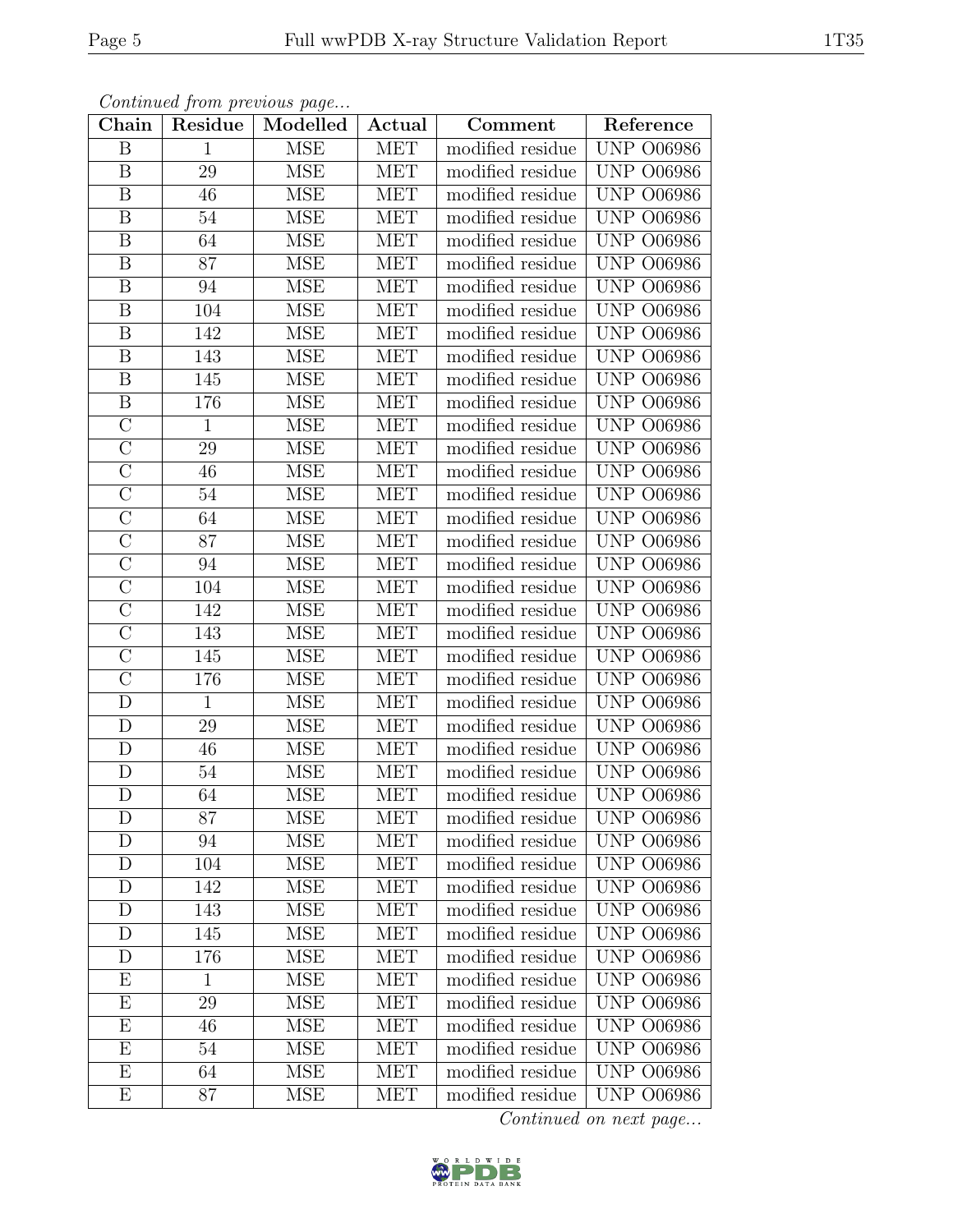*Continued from previous page...*

| Chain | Residue | Modelled | Actual | Comment | Reference |
| --- | --- | --- | --- | --- | --- |
| B | 1 | MSE | MET | modified residue | UNP O06986 |
| B | 29 | MSE | MET | modified residue | UNP O06986 |
| B | 46 | MSE | MET | modified residue | UNP O06986 |
| B | 54 | MSE | MET | modified residue | UNP O06986 |
| B | 64 | MSE | MET | modified residue | UNP O06986 |
| B | 87 | MSE | MET | modified residue | UNP O06986 |
| B | 94 | MSE | MET | modified residue | UNP O06986 |
| B | 104 | MSE | MET | modified residue | UNP O06986 |
| B | 142 | MSE | MET | modified residue | UNP O06986 |
| B | 143 | MSE | MET | modified residue | UNP O06986 |
| B | 145 | MSE | MET | modified residue | UNP O06986 |
| B | 176 | MSE | MET | modified residue | UNP O06986 |
| C | 1 | MSE | MET | modified residue | UNP O06986 |
| C | 29 | MSE | MET | modified residue | UNP O06986 |
| C | 46 | MSE | MET | modified residue | UNP O06986 |
| C | 54 | MSE | MET | modified residue | UNP O06986 |
| C | 64 | MSE | MET | modified residue | UNP O06986 |
| C | 87 | MSE | MET | modified residue | UNP O06986 |
| C | 94 | MSE | MET | modified residue | UNP O06986 |
| C | 104 | MSE | MET | modified residue | UNP O06986 |
| C | 142 | MSE | MET | modified residue | UNP O06986 |
| C | 143 | MSE | MET | modified residue | UNP O06986 |
| C | 145 | MSE | MET | modified residue | UNP O06986 |
| C | 176 | MSE | MET | modified residue | UNP O06986 |
| D | 1 | MSE | MET | modified residue | UNP O06986 |
| D | 29 | MSE | MET | modified residue | UNP O06986 |
| D | 46 | MSE | MET | modified residue | UNP O06986 |
| D | 54 | MSE | MET | modified residue | UNP O06986 |
| D | 64 | MSE | MET | modified residue | UNP O06986 |
| D | 87 | MSE | MET | modified residue | UNP O06986 |
| D | 94 | MSE | MET | modified residue | UNP O06986 |
| D | 104 | MSE | MET | modified residue | UNP O06986 |
| D | 142 | MSE | MET | modified residue | UNP O06986 |
| D | 143 | MSE | MET | modified residue | UNP O06986 |
| D | 145 | MSE | MET | modified residue | UNP O06986 |
| D | 176 | MSE | MET | modified residue | UNP O06986 |
| E | 1 | MSE | MET | modified residue | UNP O06986 |
| E | 29 | MSE | MET | modified residue | UNP O06986 |
| E | 46 | MSE | MET | modified residue | UNP O06986 |
| E | 54 | MSE | MET | modified residue | UNP O06986 |
| E | 64 | MSE | MET | modified residue | UNP O06986 |
| E | 87 | MSE | MET | modified residue | UNP O06986 |

*Continued on next page...*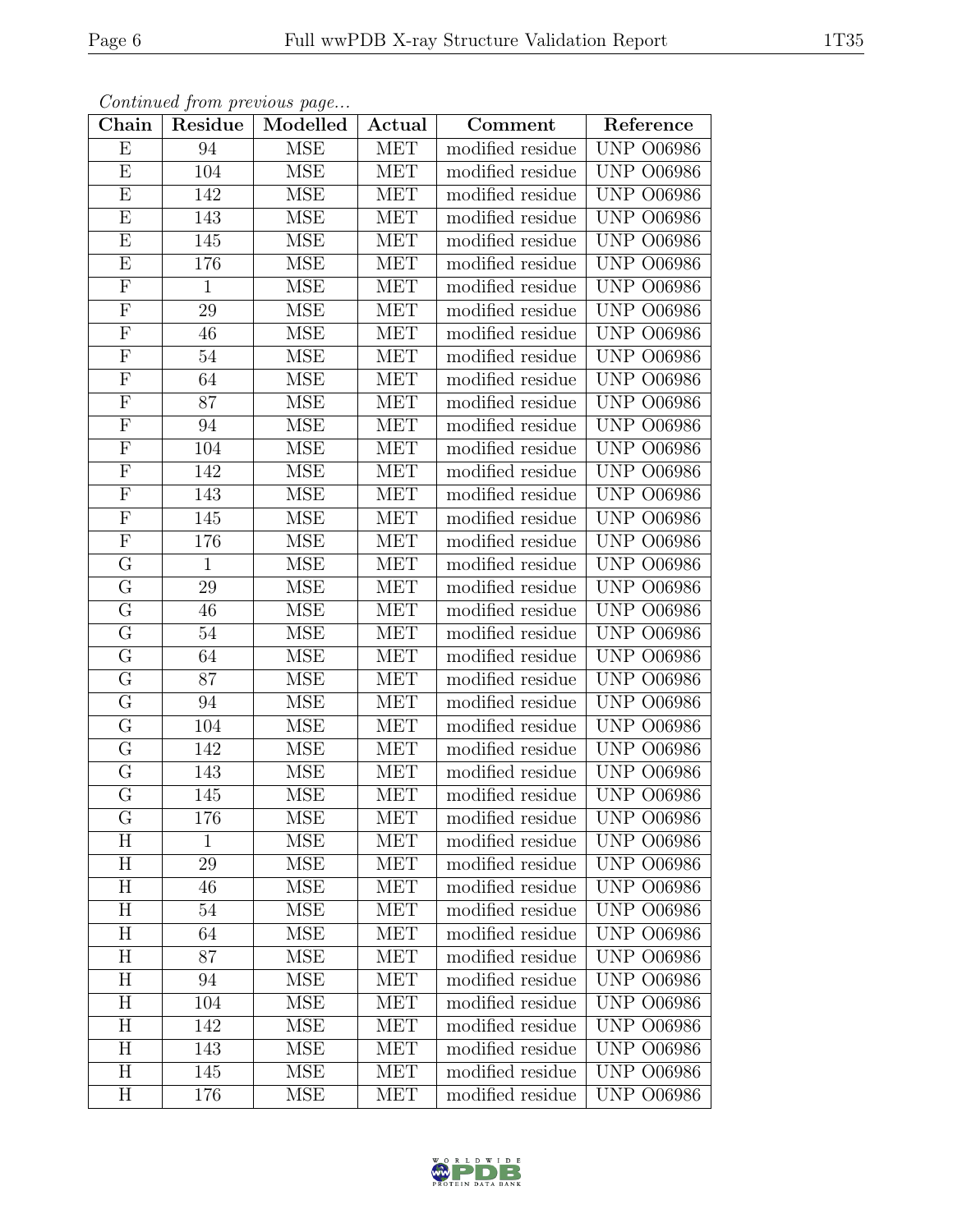*Continued from previous page...*

| Chain | Residue | Modelled | Actual | Comment | Reference |
|---|---|---|---|---|---|
| E | 94 | MSE | MET | modified residue | UNP O06986 |
| E | 104 | MSE | MET | modified residue | UNP O06986 |
| E | 142 | MSE | MET | modified residue | UNP O06986 |
| E | 143 | MSE | MET | modified residue | UNP O06986 |
| E | 145 | MSE | MET | modified residue | UNP O06986 |
| E | 176 | MSE | MET | modified residue | UNP O06986 |
| F | 1 | MSE | MET | modified residue | UNP O06986 |
| F | 29 | MSE | MET | modified residue | UNP O06986 |
| F | 46 | MSE | MET | modified residue | UNP O06986 |
| F | 54 | MSE | MET | modified residue | UNP O06986 |
| F | 64 | MSE | MET | modified residue | UNP O06986 |
| F | 87 | MSE | MET | modified residue | UNP O06986 |
| F | 94 | MSE | MET | modified residue | UNP O06986 |
| F | 104 | MSE | MET | modified residue | UNP O06986 |
| F | 142 | MSE | MET | modified residue | UNP O06986 |
| F | 143 | MSE | MET | modified residue | UNP O06986 |
| F | 145 | MSE | MET | modified residue | UNP O06986 |
| F | 176 | MSE | MET | modified residue | UNP O06986 |
| G | 1 | MSE | MET | modified residue | UNP O06986 |
| G | 29 | MSE | MET | modified residue | UNP O06986 |
| G | 46 | MSE | MET | modified residue | UNP O06986 |
| G | 54 | MSE | MET | modified residue | UNP O06986 |
| G | 64 | MSE | MET | modified residue | UNP O06986 |
| G | 87 | MSE | MET | modified residue | UNP O06986 |
| G | 94 | MSE | MET | modified residue | UNP O06986 |
| G | 104 | MSE | MET | modified residue | UNP O06986 |
| G | 142 | MSE | MET | modified residue | UNP O06986 |
| G | 143 | MSE | MET | modified residue | UNP O06986 |
| G | 145 | MSE | MET | modified residue | UNP O06986 |
| G | 176 | MSE | MET | modified residue | UNP O06986 |
| H | 1 | MSE | MET | modified residue | UNP O06986 |
| H | 29 | MSE | MET | modified residue | UNP O06986 |
| H | 46 | MSE | MET | modified residue | UNP O06986 |
| H | 54 | MSE | MET | modified residue | UNP O06986 |
| H | 64 | MSE | MET | modified residue | UNP O06986 |
| H | 87 | MSE | MET | modified residue | UNP O06986 |
| H | 94 | MSE | MET | modified residue | UNP O06986 |
| H | 104 | MSE | MET | modified residue | UNP O06986 |
| H | 142 | MSE | MET | modified residue | UNP O06986 |
| H | 143 | MSE | MET | modified residue | UNP O06986 |
| H | 145 | MSE | MET | modified residue | UNP O06986 |
| H | 176 | MSE | MET | modified residue | UNP O06986 |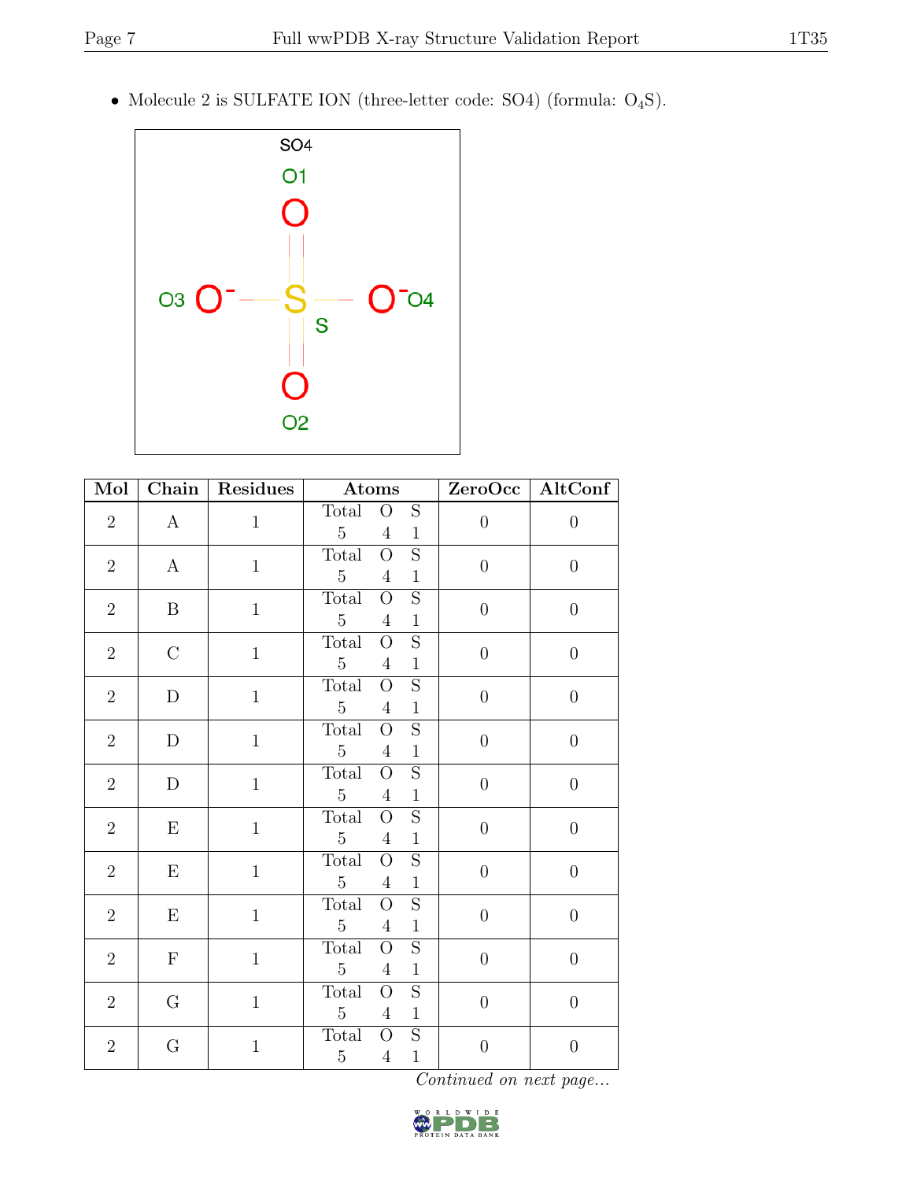- Molecule 2 is SULFATE ION (three-letter code: SO4) (formula: $O_4S$).

| Mol | Chain | Residues | Atoms | | | ZeroOcc | AltConf |
|---|---|---|---|---|---|---|---|
| 2 | A | 1 | Total 5 | O 4 | S 1 | 0 | 0 |
| 2 | A | 1 | Total 5 | O 4 | S 1 | 0 | 0 |
| 2 | B | 1 | Total 5 | O 4 | S 1 | 0 | 0 |
| 2 | C | 1 | Total 5 | O 4 | S 1 | 0 | 0 |
| 2 | D | 1 | Total 5 | O 4 | S 1 | 0 | 0 |
| 2 | D | 1 | Total 5 | O 4 | S 1 | 0 | 0 |
| 2 | D | 1 | Total 5 | O 4 | S 1 | 0 | 0 |
| 2 | E | 1 | Total 5 | O 4 | S 1 | 0 | 0 |
| 2 | E | 1 | Total 5 | O 4 | S 1 | 0 | 0 |
| 2 | E | 1 | Total 5 | O 4 | S 1 | 0 | 0 |
| 2 | F | 1 | Total 5 | O 4 | S 1 | 0 | 0 |
| 2 | G | 1 | Total 5 | O 4 | S 1 | 0 | 0 |
| 2 | G | 1 | Total 5 | O 4 | S 1 | 0 | 0 |

*Continued on next page...*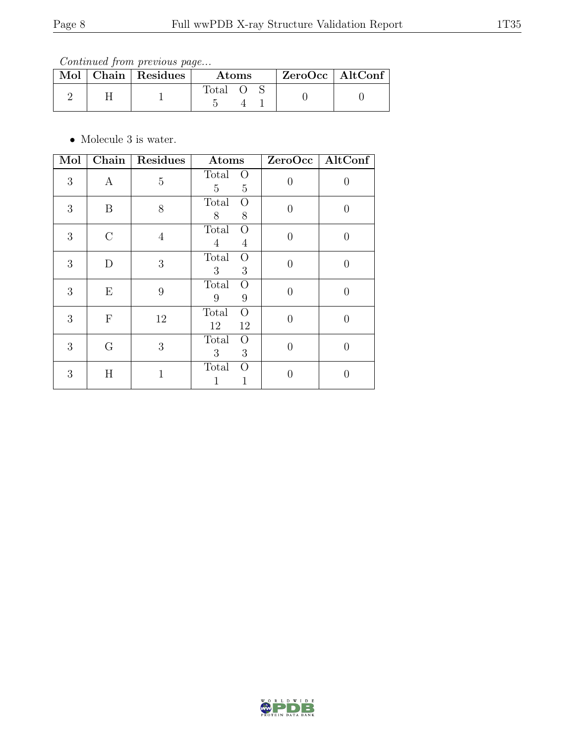*Continued from previous page...*

| Mol | Chain | Residues | Atoms | ZeroOcc | AltConf |
|---|---|---|---|---|---|
| 2 | H | 1 | Total O S<br>5 4 1 | 0 | 0 |

- Molecule 3 is water.

| Mol | Chain | Residues | Atoms | ZeroOcc | AltConf |
|---|---|---|---|---|---|
| 3 | A | 5 | Total O<br>5 5 | 0 | 0 |
| 3 | B | 8 | Total O<br>8 8 | 0 | 0 |
| 3 | C | 4 | Total O<br>4 4 | 0 | 0 |
| 3 | D | 3 | Total O<br>3 3 | 0 | 0 |
| 3 | E | 9 | Total O<br>9 9 | 0 | 0 |
| 3 | F | 12 | Total O<br>12 12 | 0 | 0 |
| 3 | G | 3 | Total O<br>3 3 | 0 | 0 |
| 3 | H | 1 | Total O<br>1 1 | 0 | 0 |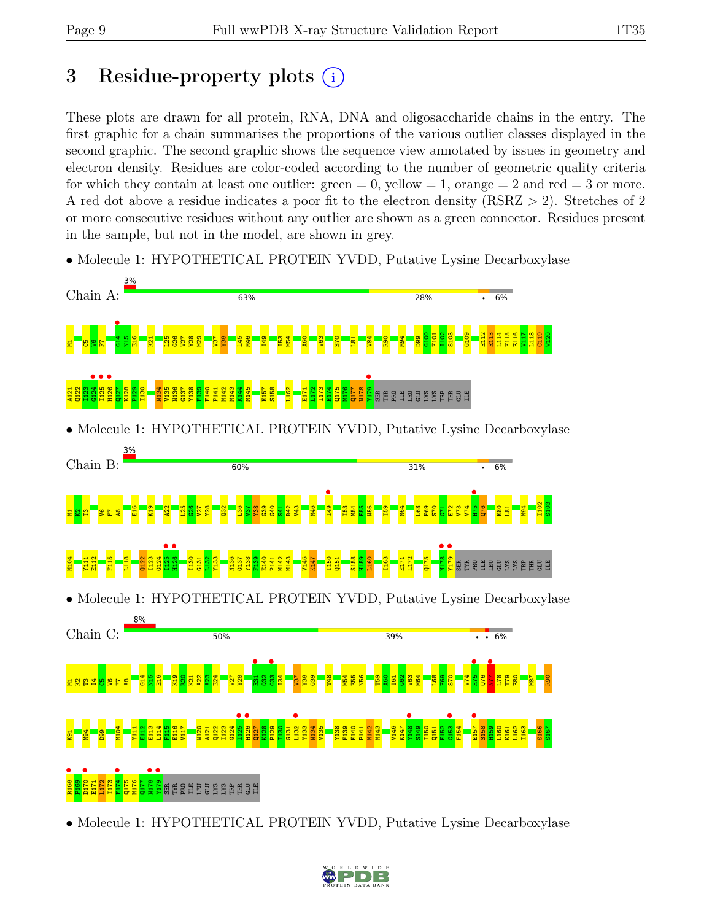# 3 Residue-property plots

These plots are drawn for all protein, RNA, DNA and oligosaccharide chains in the entry. The first graphic for a chain summarises the proportions of the various outlier classes displayed in the second graphic. The second graphic shows the sequence view annotated by issues in geometry and electron density. Residues are color-coded according to the number of geometric quality criteria for which they contain at least one outlier: green = 0, yellow = 1, orange = 2 and red = 3 or more. A red dot above a residue indicates a poor fit to the electron density (RSRZ > 2). Stretches of 2 or more consecutive residues without any outlier are shown as a green connector. Residues present in the sample, but not in the model, are shown in grey.

- Molecule 1: HYPOTHETICAL PROTEIN YVDD, Putative Lysine Decarboxylase

Chain A: 3% | 63% | 28% | • | 6%

M1 C5 V6 F7 G14 N15 E16 K21 L25 G26 V27 Y28 M29 V37 Y38 L45 M46 I49 I53 M54 A60 V63 S70 L81 V84 R90 M94 D99 G100 F101 I102 S103 G109 E112 E113 L114 F115 E116 V117 L118 C119 W120 A121 Q122 I123 G124 I125 H126 Q127 K128 P129 I130 N134 V135 N136 G137 Y138 F139 E140 P141 M142 M143 K144 M145 E157 S158 L162 E171 L172 I173 E174 Q175 M176 Q177 N178 Y179 SER TYR PRO ILE LEU GLU LYS LYS TRP THR GLU ILE

- Molecule 1: HYPOTHETICAL PROTEIN YVDD, Putative Lysine Decarboxylase

Chain B: 3% | 60% | 31% | • | 6%

M1 K2 T3 V6 F7 A8 E16 K19 A22 L25 G26 V27 Y28 Q32 L36 V37 Y38 G39 G40 S41 R42 V43 M46 I49 I53 M54 E55 N56 T59 M64 L68 F69 S70 G71 E72 V73 V74 H75 Q76 E80 L81 M94 I102 S103 M104 Y111 E112 F115 L118 Q122 I123 G124 I125 H126 I130 G131 L132 Y133 N136 G137 Y138 F139 E140 P141 M142 M143 V146 K147 I150 Q151 S158 H159 L160 I163 E171 L172 Q175 N178 Y179 SER TYR PRO ILE LEU GLU LYS LYS TRP THR GLU ILE

- Molecule 1: HYPOTHETICAL PROTEIN YVDD, Putative Lysine Decarboxylase

Chain C: 8% | 50% | 39% | • • | 6%

M1 K2 T3 I4 C5 V6 F7 A8 G14 N15 E16 K19 R20 K21 A22 A23 E24 V27 Y28 E31 G32 G33 I34 V37 Y38 G39 T48 M54 E55 N56 T59 A60 I61 G62 V63 M64 L68 F69 S70 V74 H75 Q76 N77 L78 T79 E80 M87 R90 K91 M94 D99 M104 Y111 E112 E113 L114 F115 E116 V117 W120 A121 Q122 I123 G124 I125 H126 Q127 K128 P129 I130 G131 L132 Y133 N134 V135 Y138 F139 E140 P141 M142 M143 V146 K147 Y148 S149 I150 Q151 E152 G153 F154 E157 S158 H159 L160 K161 L162 I163 S166 S167 R168 P169 D170 E171 L172 I173 E174 Q175 M176 Q177 N178 Y179 SER TYR PRO ILE LEU GLU LYS LYS TRP THR GLU ILE

- Molecule 1: HYPOTHETICAL PROTEIN YVDD, Putative Lysine Decarboxylase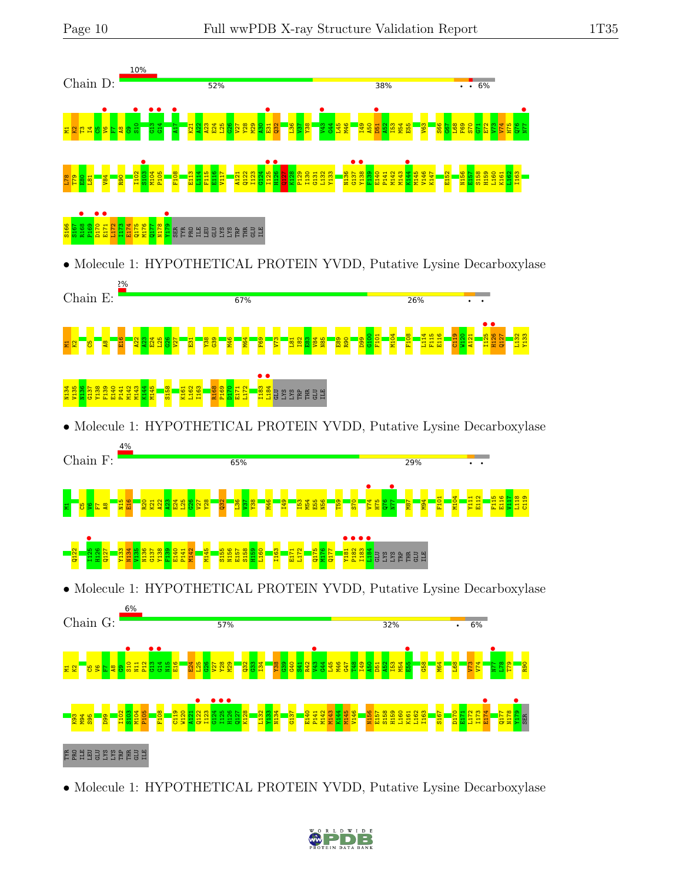Chain D: 10% | 52% | 38% | • • 6%

M1 K2 T3 I4 C5 V6 F7 A8 G9 S10 G13 G14 A17 K21 A22 A23 E24 L25 G26 V27 Y28 M29 A30 E31 Q32 L36 V37 Y38 V43 G44 L45 M46 I49 A50 D51 A52 I53 M54 E55 V63 S66 G67 L68 F69 S70 G71 E72 V73 V74 H75 Q76 N77

L78 T79 E80 L81 V84 R90 I102 S103 M104 P105 F108 E113 L114 F115 E116 V117 A121 Q122 I123 G124 I125 H126 Q127 K128 P129 I130 G131 L132 Y133 N136 G137 Y138 F139 E140 P141 M142 M143 K144 M145 V146 K147 E152 N156 E157 S158 H159 L160 K161 L162 I163

S166 S167 R168 P169 D170 E171 L172 I173 E174 Q175 M176 Q177 N178 Y179 SER TYR PRO ILE LEU GLU LYS LYS TRP THR GLU ILE

• Molecule 1: HYPOTHETICAL PROTEIN YVDD, Putative Lysine Decarboxylase

Chain E: 2% | 67% | 26% | • •

M1 K2 C5 A8 E16 A22 A23 E24 L25 G26 V27 E31 Y38 G39 M46 M64 F69 V73 L81 I82 E83 V84 N85 E89 R90 D99 G100 F101 M104 F108 L114 F115 E116 C119 W120 A121 I125 H126 Q127 L132 Y133

N134 V135 N136 G137 Y138 F139 E140 P141 M142 M143 K144 M145 S158 K161 L162 I163 R168 P169 D170 E171 L172 I183 L184 GLU LYS LYS TRP THR GLU ILE

• Molecule 1: HYPOTHETICAL PROTEIN YVDD, Putative Lysine Decarboxylase

Chain F: 4% | 65% | 29% | • •

M1 C5 V6 F7 A8 N15 E16 R20 K21 A22 A23 E24 L25 G26 V27 Y28 Q32 L36 V37 Y38 M46 I49 I53 M54 E55 N56 T59 S70 V74 H75 Q76 N77 M87 M94 F101 M104 Y111 E112 F115 E116 V117 L118 C119

Q122 I125 H126 Q127 Y133 N134 V135 N136 G137 Y138 F139 E140 P141 M142 M145 S155 N156 E157 S158 H159 L160 I163 E171 L172 Q175 M176 Q177 Y181 P182 I183 L184 GLU LYS LYS TRP THR GLU ILE

• Molecule 1: HYPOTHETICAL PROTEIN YVDD, Putative Lysine Decarboxylase

Chain G: 6% | 57% | 32% | • 6%

M1 K2 C5 V6 F7 A8 G9 S10 N11 P12 G13 G14 N15 E16 E24 L25 G26 V27 Y28 M29 Q32 G33 I34 Y38 G39 G40 S41 R42 V43 G44 L45 M46 G47 I48 I49 A50 D51 A52 I53 M54 E55 G58 M64 L68 V73 V74 N77 L78 T79 R90

K93 M94 S95 D99 I102 S103 M104 P105 F108 C119 W120 A121 Q122 I123 G124 I125 H126 Q127 K128 L132 Y133 N134 G137 E140 P141 M142 M143 K144 M145 V146 N156 E157 S158 H159 L160 K161 L162 I163 S167 D170 E171 L172 I173 E174 Q177 N178 Y179 SER

TYR PRO ILE LEU GLU LYS LYS TRP THR GLU ILE

• Molecule 1: HYPOTHETICAL PROTEIN YVDD, Putative Lysine Decarboxylase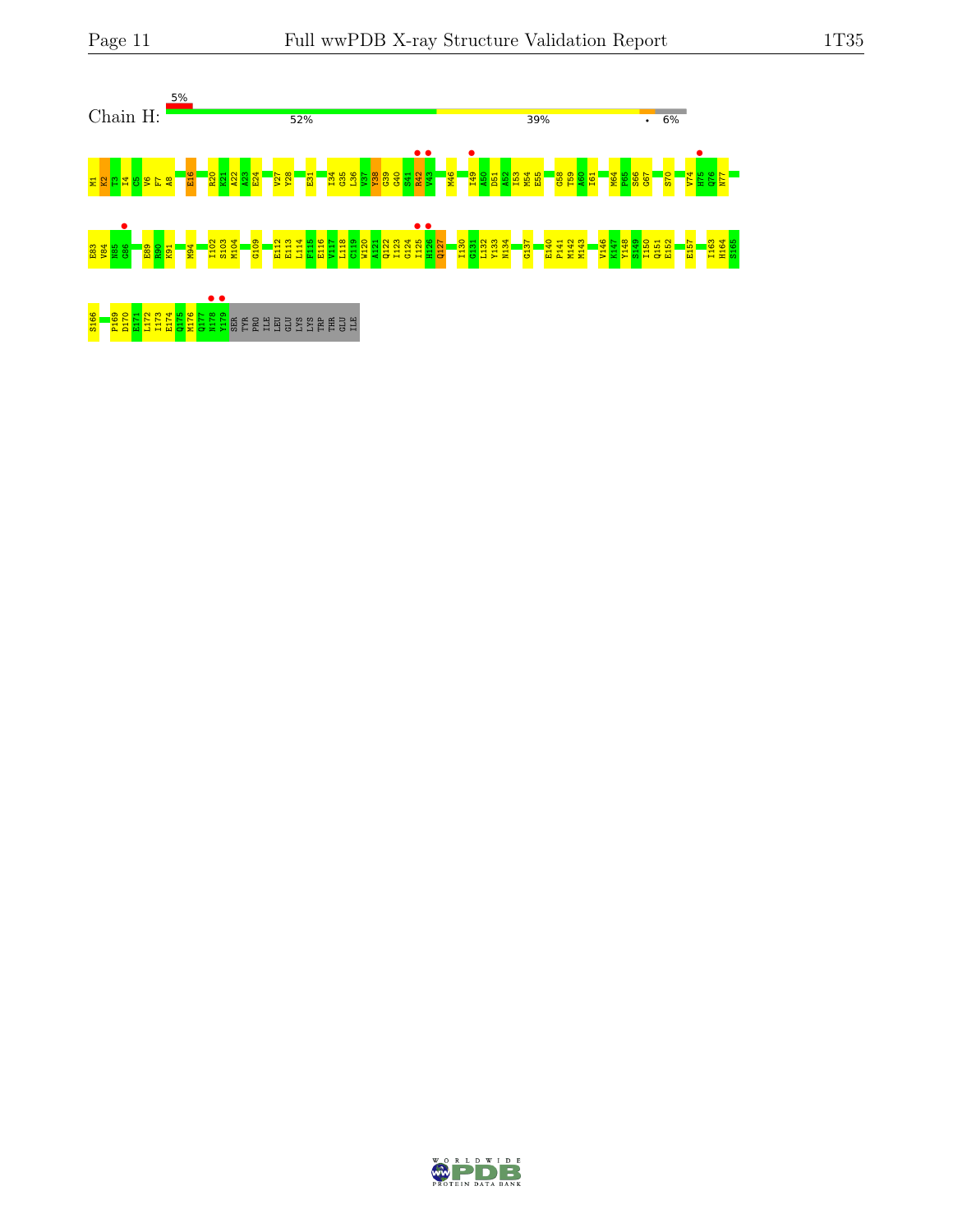Chain H: 5% 52% 39% • 6%

M1 K2 T3 I4 C5 V6 F7 A8 E16 R20 K21 A22 A23 E24 V27 Y28 E31 I34 G35 L36 V37 Y38 G39 G40 S41 R42 V43 M46 I49 A50 D51 A52 I53 M54 E55 G58 T59 A60 I61 M64 P65 S66 G67 S70 V74 H75 Q76 N77

E83 V84 N85 G86 E89 R90 K91 M94 I102 S103 M104 G109 E112 E113 L114 F115 E116 V117 L118 C119 W120 A121 Q122 I123 G124 I125 H126 Q127 I130 G131 L132 Y133 N134 G137 E140 P141 M142 M143 V146 K147 Y148 S149 I150 Q151 E152 E157 I163 H164 S165

S166 P169 D170 E171 L172 I173 E174 Q175 M176 Q177 N178 Y179 SER TYR PRO ILE LEU GLU LYS LYS TRP THR GLU ILE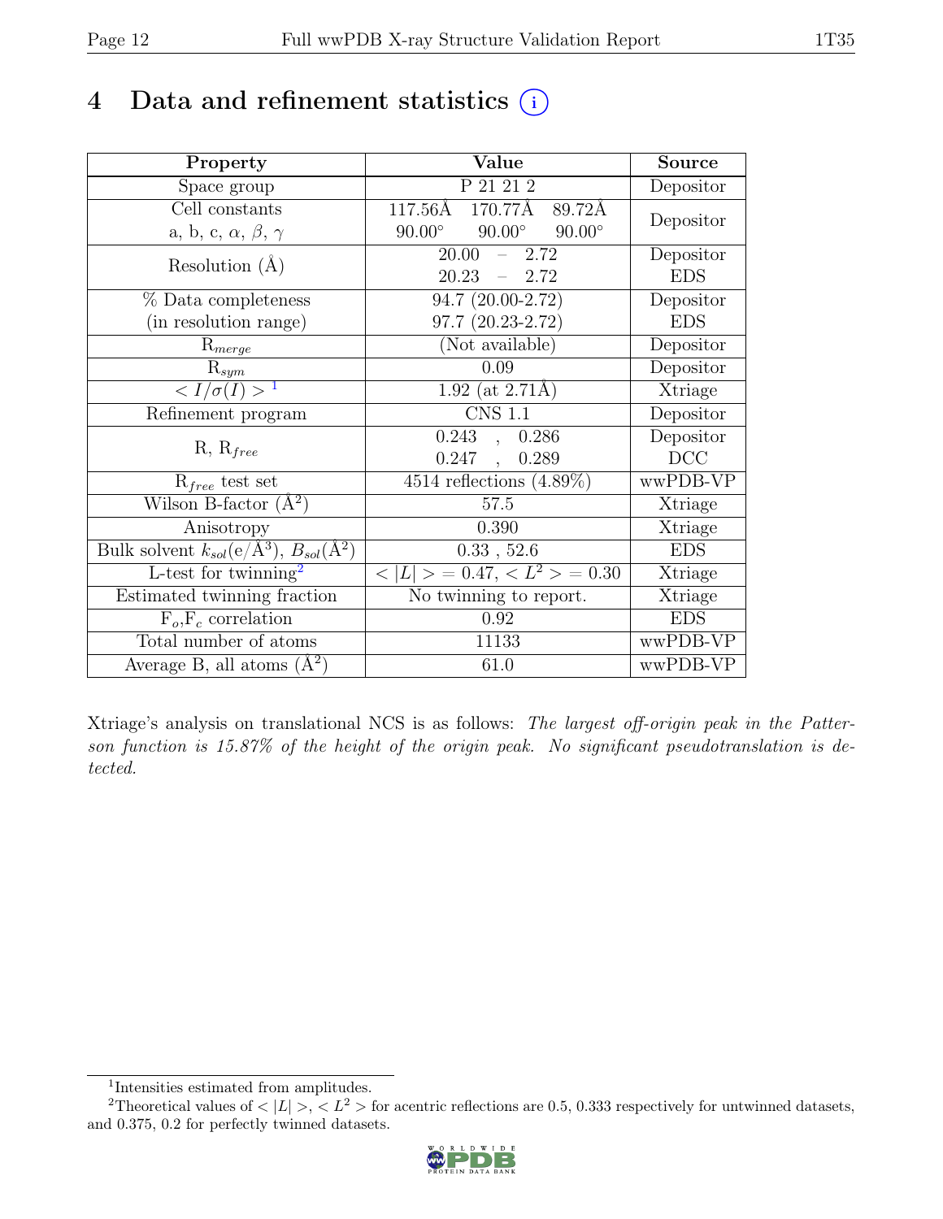# 4 Data and refinement statistics

| Property | Value | Source |
|---|---|---|
| Space group | P 21 21 2 | Depositor |
| Cell constants<br>a, b, c, $\alpha$, $\beta$, $\gamma$ | 117.56Å 170.77Å 89.72Å<br>90.00° 90.00° 90.00° | Depositor |
| Resolution (Å) | 20.00 – 2.72<br>20.23 – 2.72 | Depositor<br>EDS |
| % Data completeness<br>(in resolution range) | 94.7 (20.00-2.72)<br>97.7 (20.23-2.72) | Depositor<br>EDS |
| $R_{merge}$ | (Not available) | Depositor |
| $R_{sym}$ | 0.09 | Depositor |
| $< I/\sigma(I) >$ [1] | 1.92 (at 2.71Å) | Xtriage |
| Refinement program | CNS 1.1 | Depositor |
| R, $R_{free}$ | 0.243 , 0.286<br>0.247 , 0.289 | Depositor<br>DCC |
| $R_{free}$ test set | 4514 reflections (4.89%) | wwPDB-VP |
| Wilson B-factor (Å$^2$) | 57.5 | Xtriage |
| Anisotropy | 0.390 | Xtriage |
| Bulk solvent $k_{sol}$(e/Å$^3$), $B_{sol}$(Å$^2$) | 0.33 , 52.6 | EDS |
| L-test for twinning[2] | $< \|L\| > = 0.47$, $< L^2 > = 0.30$ | Xtriage |
| Estimated twinning fraction | No twinning to report. | Xtriage |
| $F_o$,$F_c$ correlation | 0.92 | EDS |
| Total number of atoms | 11133 | wwPDB-VP |
| Average B, all atoms (Å$^2$) | 61.0 | wwPDB-VP |

Xtriage's analysis on translational NCS is as follows: *The largest off-origin peak in the Patterson function is 15.87% of the height of the origin peak. No significant pseudotranslation is detected.*

[1] Intensities estimated from amplitudes.

[2] Theoretical values of $< |L| >$, $< L^2 >$ for acentric reflections are 0.5, 0.333 respectively for untwinned datasets, and 0.375, 0.2 for perfectly twinned datasets.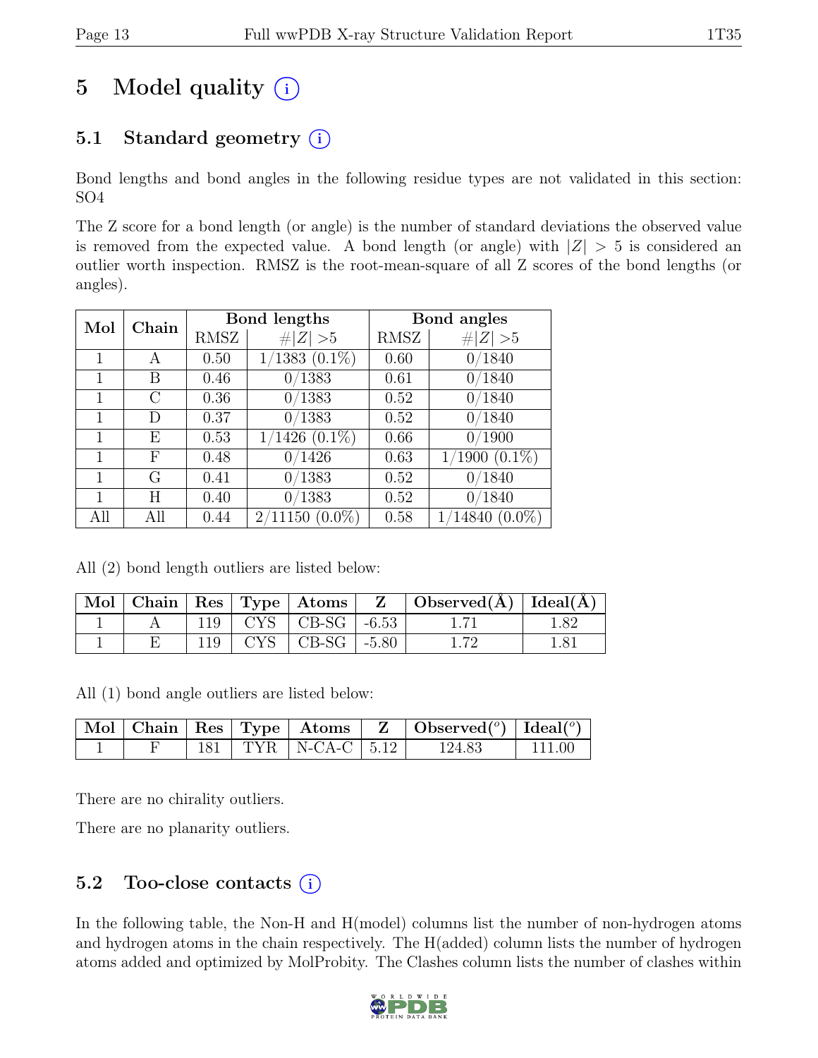# 5 Model quality (i)

## 5.1 Standard geometry (i)

Bond lengths and bond angles in the following residue types are not validated in this section: SO4

The Z score for a bond length (or angle) is the number of standard deviations the observed value is removed from the expected value. A bond length (or angle) with $|Z| > 5$ is considered an outlier worth inspection. RMSZ is the root-mean-square of all Z scores of the bond lengths (or angles).

| Mol | Chain | Bond lengths | | Bond angles | |
|---|---|---|---|---|---|
| | | RMSZ | $\#|Z|>5$ | RMSZ | $\#|Z|>5$ |
| 1 | A | 0.50 | 1/1383 (0.1%) | 0.60 | 0/1840 |
| 1 | B | 0.46 | 0/1383 | 0.61 | 0/1840 |
| 1 | C | 0.36 | 0/1383 | 0.52 | 0/1840 |
| 1 | D | 0.37 | 0/1383 | 0.52 | 0/1840 |
| 1 | E | 0.53 | 1/1426 (0.1%) | 0.66 | 0/1900 |
| 1 | F | 0.48 | 0/1426 | 0.63 | 1/1900 (0.1%) |
| 1 | G | 0.41 | 0/1383 | 0.52 | 0/1840 |
| 1 | H | 0.40 | 0/1383 | 0.52 | 0/1840 |
| All | All | 0.44 | 2/11150 (0.0%) | 0.58 | 1/14840 (0.0%) |

All (2) bond length outliers are listed below:

| Mol | Chain | Res | Type | Atoms | Z | Observed(Å) | Ideal(Å) |
|---|---|---|---|---|---|---|---|
| 1 | A | 119 | CYS | CB-SG | -6.53 | 1.71 | 1.82 |
| 1 | E | 119 | CYS | CB-SG | -5.80 | 1.72 | 1.81 |

All (1) bond angle outliers are listed below:

| Mol | Chain | Res | Type | Atoms | Z | Observed($^o$) | Ideal($^o$) |
|---|---|---|---|---|---|---|---|
| 1 | F | 181 | TYR | N-CA-C | 5.12 | 124.83 | 111.00 |

There are no chirality outliers.

There are no planarity outliers.

## 5.2 Too-close contacts (i)

In the following table, the Non-H and H(model) columns list the number of non-hydrogen atoms and hydrogen atoms in the chain respectively. The H(added) column lists the number of hydrogen atoms added and optimized by MolProbity. The Clashes column lists the number of clashes within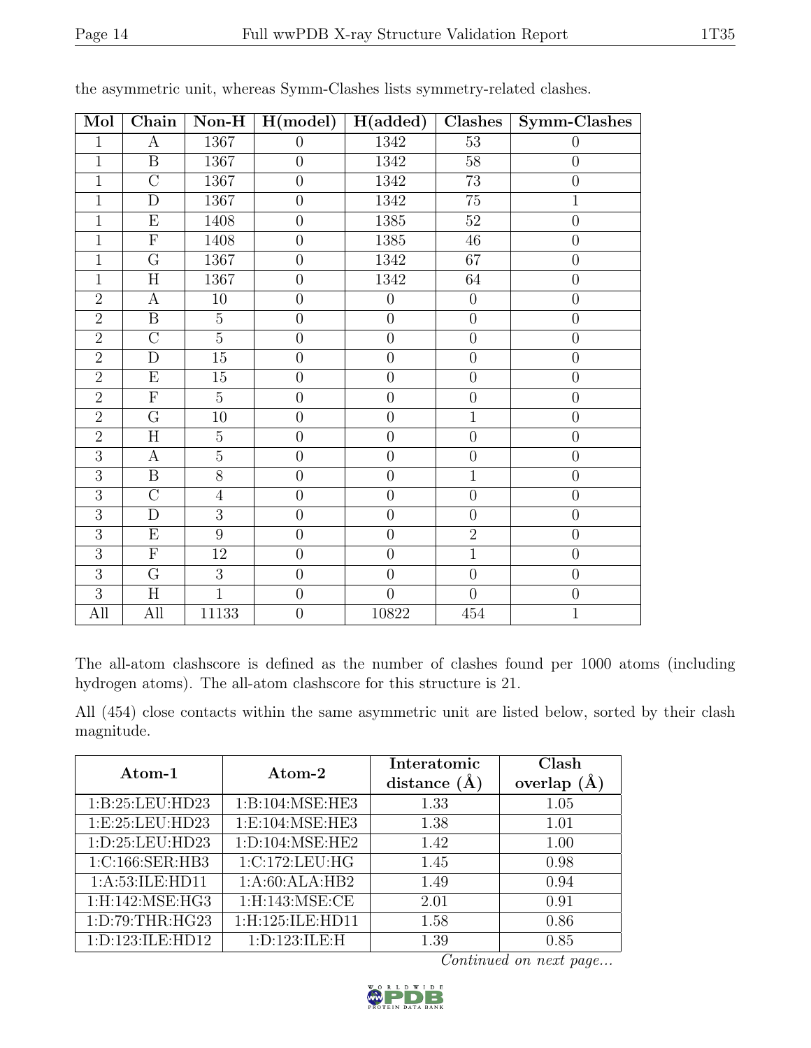the asymmetric unit, whereas Symm-Clashes lists symmetry-related clashes.

| Mol | Chain | Non-H | H(model) | H(added) | Clashes | Symm-Clashes |
|---|---|---|---|---|---|---|
| 1 | A | 1367 | 0 | 1342 | 53 | 0 |
| 1 | B | 1367 | 0 | 1342 | 58 | 0 |
| 1 | C | 1367 | 0 | 1342 | 73 | 0 |
| 1 | D | 1367 | 0 | 1342 | 75 | 1 |
| 1 | E | 1408 | 0 | 1385 | 52 | 0 |
| 1 | F | 1408 | 0 | 1385 | 46 | 0 |
| 1 | G | 1367 | 0 | 1342 | 67 | 0 |
| 1 | H | 1367 | 0 | 1342 | 64 | 0 |
| 2 | A | 10 | 0 | 0 | 0 | 0 |
| 2 | B | 5 | 0 | 0 | 0 | 0 |
| 2 | C | 5 | 0 | 0 | 0 | 0 |
| 2 | D | 15 | 0 | 0 | 0 | 0 |
| 2 | E | 15 | 0 | 0 | 0 | 0 |
| 2 | F | 5 | 0 | 0 | 0 | 0 |
| 2 | G | 10 | 0 | 0 | 1 | 0 |
| 2 | H | 5 | 0 | 0 | 0 | 0 |
| 3 | A | 5 | 0 | 0 | 0 | 0 |
| 3 | B | 8 | 0 | 0 | 1 | 0 |
| 3 | C | 4 | 0 | 0 | 0 | 0 |
| 3 | D | 3 | 0 | 0 | 0 | 0 |
| 3 | E | 9 | 0 | 0 | 2 | 0 |
| 3 | F | 12 | 0 | 0 | 1 | 0 |
| 3 | G | 3 | 0 | 0 | 0 | 0 |
| 3 | H | 1 | 0 | 0 | 0 | 0 |
| All | All | 11133 | 0 | 10822 | 454 | 1 |

The all-atom clashscore is defined as the number of clashes found per 1000 atoms (including hydrogen atoms). The all-atom clashscore for this structure is 21.

All (454) close contacts within the same asymmetric unit are listed below, sorted by their clash magnitude.

| Atom-1 | Atom-2 | Interatomic distance (Å) | Clash overlap (Å) |
|---|---|---|---|
| 1:B:25:LEU:HD23 | 1:B:104:MSE:HE3 | 1.33 | 1.05 |
| 1:E:25:LEU:HD23 | 1:E:104:MSE:HE3 | 1.38 | 1.01 |
| 1:D:25:LEU:HD23 | 1:D:104:MSE:HE2 | 1.42 | 1.00 |
| 1:C:166:SER:HB3 | 1:C:172:LEU:HG | 1.45 | 0.98 |
| 1:A:53:ILE:HD11 | 1:A:60:ALA:HB2 | 1.49 | 0.94 |
| 1:H:142:MSE:HG3 | 1:H:143:MSE:CE | 2.01 | 0.91 |
| 1:D:79:THR:HG23 | 1:H:125:ILE:HD11 | 1.58 | 0.86 |
| 1:D:123:ILE:HD12 | 1:D:123:ILE:H | 1.39 | 0.85 |

*Continued on next page...*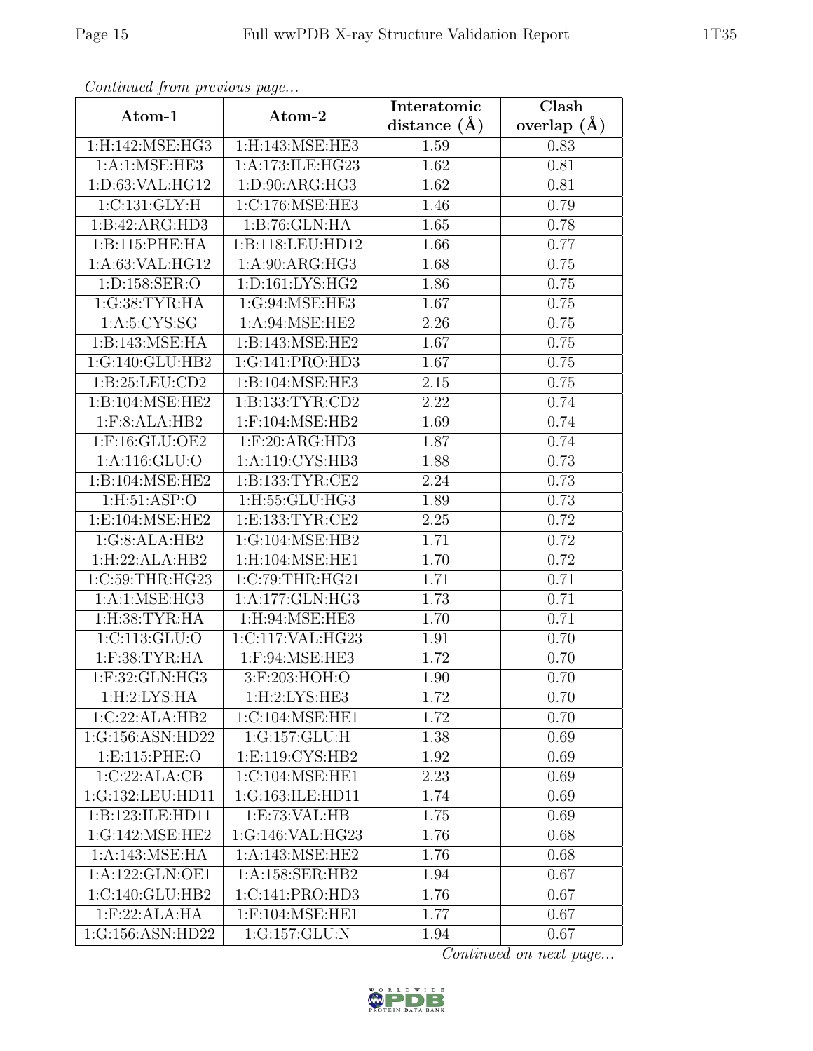*Continued from previous page...*

| Atom-1 | Atom-2 | Interatomic distance (Å) | Clash overlap (Å) |
|---|---|---|---|
| 1:H:142:MSE:HG3 | 1:H:143:MSE:HE3 | 1.59 | 0.83 |
| 1:A:1:MSE:HE3 | 1:A:173:ILE:HG23 | 1.62 | 0.81 |
| 1:D:63:VAL:HG12 | 1:D:90:ARG:HG3 | 1.62 | 0.81 |
| 1:C:131:GLY:H | 1:C:176:MSE:HE3 | 1.46 | 0.79 |
| 1:B:42:ARG:HD3 | 1:B:76:GLN:HA | 1.65 | 0.78 |
| 1:B:115:PHE:HA | 1:B:118:LEU:HD12 | 1.66 | 0.77 |
| 1:A:63:VAL:HG12 | 1:A:90:ARG:HG3 | 1.68 | 0.75 |
| 1:D:158:SER:O | 1:D:161:LYS:HG2 | 1.86 | 0.75 |
| 1:G:38:TYR:HA | 1:G:94:MSE:HE3 | 1.67 | 0.75 |
| 1:A:5:CYS:SG | 1:A:94:MSE:HE2 | 2.26 | 0.75 |
| 1:B:143:MSE:HA | 1:B:143:MSE:HE2 | 1.67 | 0.75 |
| 1:G:140:GLU:HB2 | 1:G:141:PRO:HD3 | 1.67 | 0.75 |
| 1:B:25:LEU:CD2 | 1:B:104:MSE:HE3 | 2.15 | 0.75 |
| 1:B:104:MSE:HE2 | 1:B:133:TYR:CD2 | 2.22 | 0.74 |
| 1:F:8:ALA:HB2 | 1:F:104:MSE:HB2 | 1.69 | 0.74 |
| 1:F:16:GLU:OE2 | 1:F:20:ARG:HD3 | 1.87 | 0.74 |
| 1:A:116:GLU:O | 1:A:119:CYS:HB3 | 1.88 | 0.73 |
| 1:B:104:MSE:HE2 | 1:B:133:TYR:CE2 | 2.24 | 0.73 |
| 1:H:51:ASP:O | 1:H:55:GLU:HG3 | 1.89 | 0.73 |
| 1:E:104:MSE:HE2 | 1:E:133:TYR:CE2 | 2.25 | 0.72 |
| 1:G:8:ALA:HB2 | 1:G:104:MSE:HB2 | 1.71 | 0.72 |
| 1:H:22:ALA:HB2 | 1:H:104:MSE:HE1 | 1.70 | 0.72 |
| 1:C:59:THR:HG23 | 1:C:79:THR:HG21 | 1.71 | 0.71 |
| 1:A:1:MSE:HG3 | 1:A:177:GLN:HG3 | 1.73 | 0.71 |
| 1:H:38:TYR:HA | 1:H:94:MSE:HE3 | 1.70 | 0.71 |
| 1:C:113:GLU:O | 1:C:117:VAL:HG23 | 1.91 | 0.70 |
| 1:F:38:TYR:HA | 1:F:94:MSE:HE3 | 1.72 | 0.70 |
| 1:F:32:GLN:HG3 | 3:F:203:HOH:O | 1.90 | 0.70 |
| 1:H:2:LYS:HA | 1:H:2:LYS:HE3 | 1.72 | 0.70 |
| 1:C:22:ALA:HB2 | 1:C:104:MSE:HE1 | 1.72 | 0.70 |
| 1:G:156:ASN:HD22 | 1:G:157:GLU:H | 1.38 | 0.69 |
| 1:E:115:PHE:O | 1:E:119:CYS:HB2 | 1.92 | 0.69 |
| 1:C:22:ALA:CB | 1:C:104:MSE:HE1 | 2.23 | 0.69 |
| 1:G:132:LEU:HD11 | 1:G:163:ILE:HD11 | 1.74 | 0.69 |
| 1:B:123:ILE:HD11 | 1:E:73:VAL:HB | 1.75 | 0.69 |
| 1:G:142:MSE:HE2 | 1:G:146:VAL:HG23 | 1.76 | 0.68 |
| 1:A:143:MSE:HA | 1:A:143:MSE:HE2 | 1.76 | 0.68 |
| 1:A:122:GLN:OE1 | 1:A:158:SER:HB2 | 1.94 | 0.67 |
| 1:C:140:GLU:HB2 | 1:C:141:PRO:HD3 | 1.76 | 0.67 |
| 1:F:22:ALA:HA | 1:F:104:MSE:HE1 | 1.77 | 0.67 |
| 1:G:156:ASN:HD22 | 1:G:157:GLU:N | 1.94 | 0.67 |

*Continued on next page...*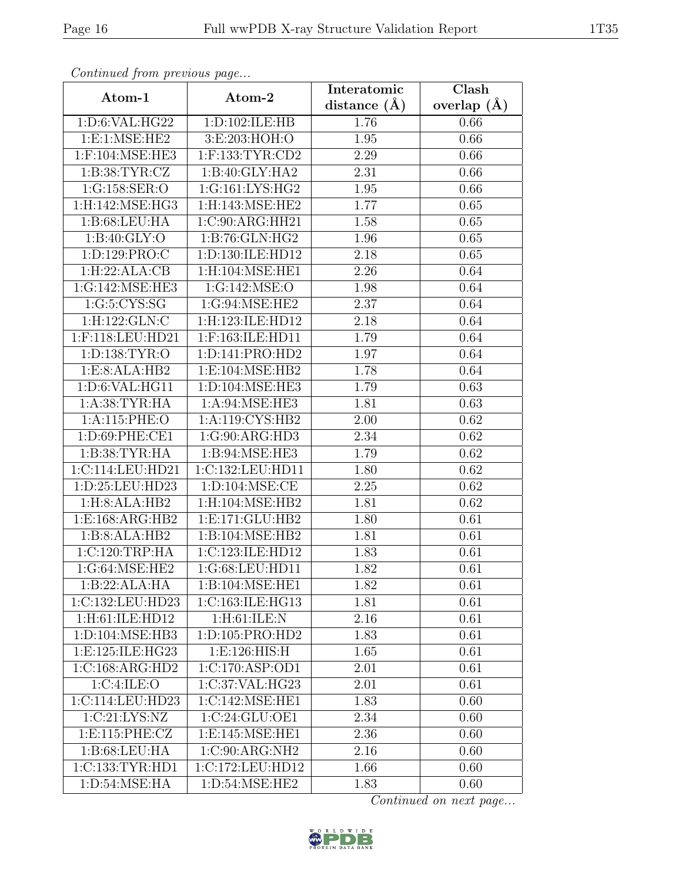*Continued from previous page...*

| Atom-1 | Atom-2 | Interatomic distance (Å) | Clash overlap (Å) |
|---|---|---|---|
| 1:D:6:VAL:HG22 | 1:D:102:ILE:HB | 1.76 | 0.66 |
| 1:E:1:MSE:HE2 | 3:E:203:HOH:O | 1.95 | 0.66 |
| 1:F:104:MSE:HE3 | 1:F:133:TYR:CD2 | 2.29 | 0.66 |
| 1:B:38:TYR:CZ | 1:B:40:GLY:HA2 | 2.31 | 0.66 |
| 1:G:158:SER:O | 1:G:161:LYS:HG2 | 1.95 | 0.66 |
| 1:H:142:MSE:HG3 | 1:H:143:MSE:HE2 | 1.77 | 0.65 |
| 1:B:68:LEU:HA | 1:C:90:ARG:HH21 | 1.58 | 0.65 |
| 1:B:40:GLY:O | 1:B:76:GLN:HG2 | 1.96 | 0.65 |
| 1:D:129:PRO:C | 1:D:130:ILE:HD12 | 2.18 | 0.65 |
| 1:H:22:ALA:CB | 1:H:104:MSE:HE1 | 2.26 | 0.64 |
| 1:G:142:MSE:HE3 | 1:G:142:MSE:O | 1.98 | 0.64 |
| 1:G:5:CYS:SG | 1:G:94:MSE:HE2 | 2.37 | 0.64 |
| 1:H:122:GLN:C | 1:H:123:ILE:HD12 | 2.18 | 0.64 |
| 1:F:118:LEU:HD21 | 1:F:163:ILE:HD11 | 1.79 | 0.64 |
| 1:D:138:TYR:O | 1:D:141:PRO:HD2 | 1.97 | 0.64 |
| 1:E:8:ALA:HB2 | 1:E:104:MSE:HB2 | 1.78 | 0.64 |
| 1:D:6:VAL:HG11 | 1:D:104:MSE:HE3 | 1.79 | 0.63 |
| 1:A:38:TYR:HA | 1:A:94:MSE:HE3 | 1.81 | 0.63 |
| 1:A:115:PHE:O | 1:A:119:CYS:HB2 | 2.00 | 0.62 |
| 1:D:69:PHE:CE1 | 1:G:90:ARG:HD3 | 2.34 | 0.62 |
| 1:B:38:TYR:HA | 1:B:94:MSE:HE3 | 1.79 | 0.62 |
| 1:C:114:LEU:HD21 | 1:C:132:LEU:HD11 | 1.80 | 0.62 |
| 1:D:25:LEU:HD23 | 1:D:104:MSE:CE | 2.25 | 0.62 |
| 1:H:8:ALA:HB2 | 1:H:104:MSE:HB2 | 1.81 | 0.62 |
| 1:E:168:ARG:HB2 | 1:E:171:GLU:HB2 | 1.80 | 0.61 |
| 1:B:8:ALA:HB2 | 1:B:104:MSE:HB2 | 1.81 | 0.61 |
| 1:C:120:TRP:HA | 1:C:123:ILE:HD12 | 1.83 | 0.61 |
| 1:G:64:MSE:HE2 | 1:G:68:LEU:HD11 | 1.82 | 0.61 |
| 1:B:22:ALA:HA | 1:B:104:MSE:HE1 | 1.82 | 0.61 |
| 1:C:132:LEU:HD23 | 1:C:163:ILE:HG13 | 1.81 | 0.61 |
| 1:H:61:ILE:HD12 | 1:H:61:ILE:N | 2.16 | 0.61 |
| 1:D:104:MSE:HB3 | 1:D:105:PRO:HD2 | 1.83 | 0.61 |
| 1:E:125:ILE:HG23 | 1:E:126:HIS:H | 1.65 | 0.61 |
| 1:C:168:ARG:HD2 | 1:C:170:ASP:OD1 | 2.01 | 0.61 |
| 1:C:4:ILE:O | 1:C:37:VAL:HG23 | 2.01 | 0.61 |
| 1:C:114:LEU:HD23 | 1:C:142:MSE:HE1 | 1.83 | 0.60 |
| 1:C:21:LYS:NZ | 1:C:24:GLU:OE1 | 2.34 | 0.60 |
| 1:E:115:PHE:CZ | 1:E:145:MSE:HE1 | 2.36 | 0.60 |
| 1:B:68:LEU:HA | 1:C:90:ARG:NH2 | 2.16 | 0.60 |
| 1:C:133:TYR:HD1 | 1:C:172:LEU:HD12 | 1.66 | 0.60 |
| 1:D:54:MSE:HA | 1:D:54:MSE:HE2 | 1.83 | 0.60 |

*Continued on next page...*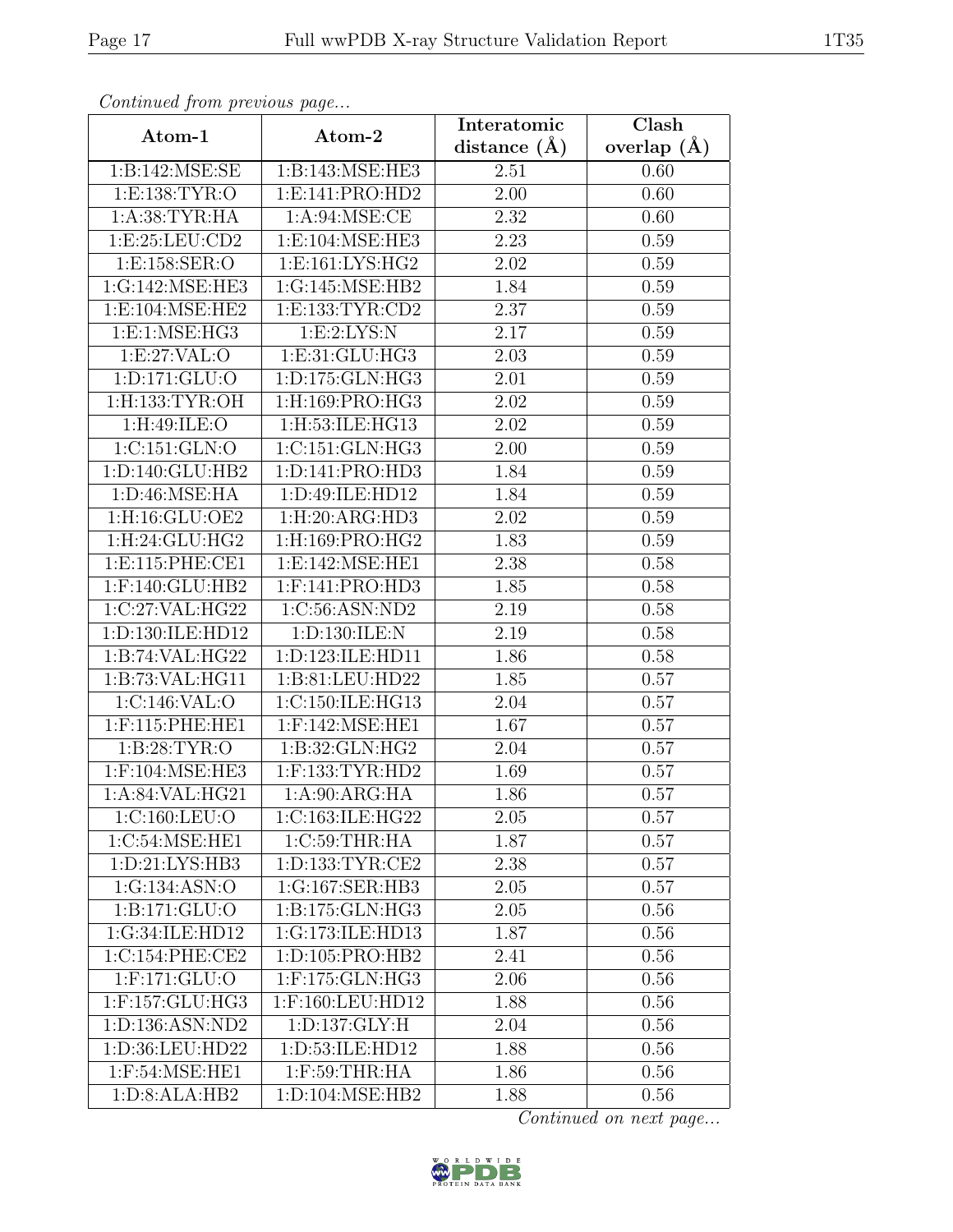*Continued from previous page...*

| Atom-1 | Atom-2 | Interatomic distance (Å) | Clash overlap (Å) |
| --- | --- | --- | --- |
| 1:B:142:MSE:SE | 1:B:143:MSE:HE3 | 2.51 | 0.60 |
| 1:E:138:TYR:O | 1:E:141:PRO:HD2 | 2.00 | 0.60 |
| 1:A:38:TYR:HA | 1:A:94:MSE:CE | 2.32 | 0.60 |
| 1:E:25:LEU:CD2 | 1:E:104:MSE:HE3 | 2.23 | 0.59 |
| 1:E:158:SER:O | 1:E:161:LYS:HG2 | 2.02 | 0.59 |
| 1:G:142:MSE:HE3 | 1:G:145:MSE:HB2 | 1.84 | 0.59 |
| 1:E:104:MSE:HE2 | 1:E:133:TYR:CD2 | 2.37 | 0.59 |
| 1:E:1:MSE:HG3 | 1:E:2:LYS:N | 2.17 | 0.59 |
| 1:E:27:VAL:O | 1:E:31:GLU:HG3 | 2.03 | 0.59 |
| 1:D:171:GLU:O | 1:D:175:GLN:HG3 | 2.01 | 0.59 |
| 1:H:133:TYR:OH | 1:H:169:PRO:HG3 | 2.02 | 0.59 |
| 1:H:49:ILE:O | 1:H:53:ILE:HG13 | 2.02 | 0.59 |
| 1:C:151:GLN:O | 1:C:151:GLN:HG3 | 2.00 | 0.59 |
| 1:D:140:GLU:HB2 | 1:D:141:PRO:HD3 | 1.84 | 0.59 |
| 1:D:46:MSE:HA | 1:D:49:ILE:HD12 | 1.84 | 0.59 |
| 1:H:16:GLU:OE2 | 1:H:20:ARG:HD3 | 2.02 | 0.59 |
| 1:H:24:GLU:HG2 | 1:H:169:PRO:HG2 | 1.83 | 0.59 |
| 1:E:115:PHE:CE1 | 1:E:142:MSE:HE1 | 2.38 | 0.58 |
| 1:F:140:GLU:HB2 | 1:F:141:PRO:HD3 | 1.85 | 0.58 |
| 1:C:27:VAL:HG22 | 1:C:56:ASN:ND2 | 2.19 | 0.58 |
| 1:D:130:ILE:HD12 | 1:D:130:ILE:N | 2.19 | 0.58 |
| 1:B:74:VAL:HG22 | 1:D:123:ILE:HD11 | 1.86 | 0.58 |
| 1:B:73:VAL:HG11 | 1:B:81:LEU:HD22 | 1.85 | 0.57 |
| 1:C:146:VAL:O | 1:C:150:ILE:HG13 | 2.04 | 0.57 |
| 1:F:115:PHE:HE1 | 1:F:142:MSE:HE1 | 1.67 | 0.57 |
| 1:B:28:TYR:O | 1:B:32:GLN:HG2 | 2.04 | 0.57 |
| 1:F:104:MSE:HE3 | 1:F:133:TYR:HD2 | 1.69 | 0.57 |
| 1:A:84:VAL:HG21 | 1:A:90:ARG:HA | 1.86 | 0.57 |
| 1:C:160:LEU:O | 1:C:163:ILE:HG22 | 2.05 | 0.57 |
| 1:C:54:MSE:HE1 | 1:C:59:THR:HA | 1.87 | 0.57 |
| 1:D:21:LYS:HB3 | 1:D:133:TYR:CE2 | 2.38 | 0.57 |
| 1:G:134:ASN:O | 1:G:167:SER:HB3 | 2.05 | 0.57 |
| 1:B:171:GLU:O | 1:B:175:GLN:HG3 | 2.05 | 0.56 |
| 1:G:34:ILE:HD12 | 1:G:173:ILE:HD13 | 1.87 | 0.56 |
| 1:C:154:PHE:CE2 | 1:D:105:PRO:HB2 | 2.41 | 0.56 |
| 1:F:171:GLU:O | 1:F:175:GLN:HG3 | 2.06 | 0.56 |
| 1:F:157:GLU:HG3 | 1:F:160:LEU:HD12 | 1.88 | 0.56 |
| 1:D:136:ASN:ND2 | 1:D:137:GLY:H | 2.04 | 0.56 |
| 1:D:36:LEU:HD22 | 1:D:53:ILE:HD12 | 1.88 | 0.56 |
| 1:F:54:MSE:HE1 | 1:F:59:THR:HA | 1.86 | 0.56 |
| 1:D:8:ALA:HB2 | 1:D:104:MSE:HB2 | 1.88 | 0.56 |

*Continued on next page...*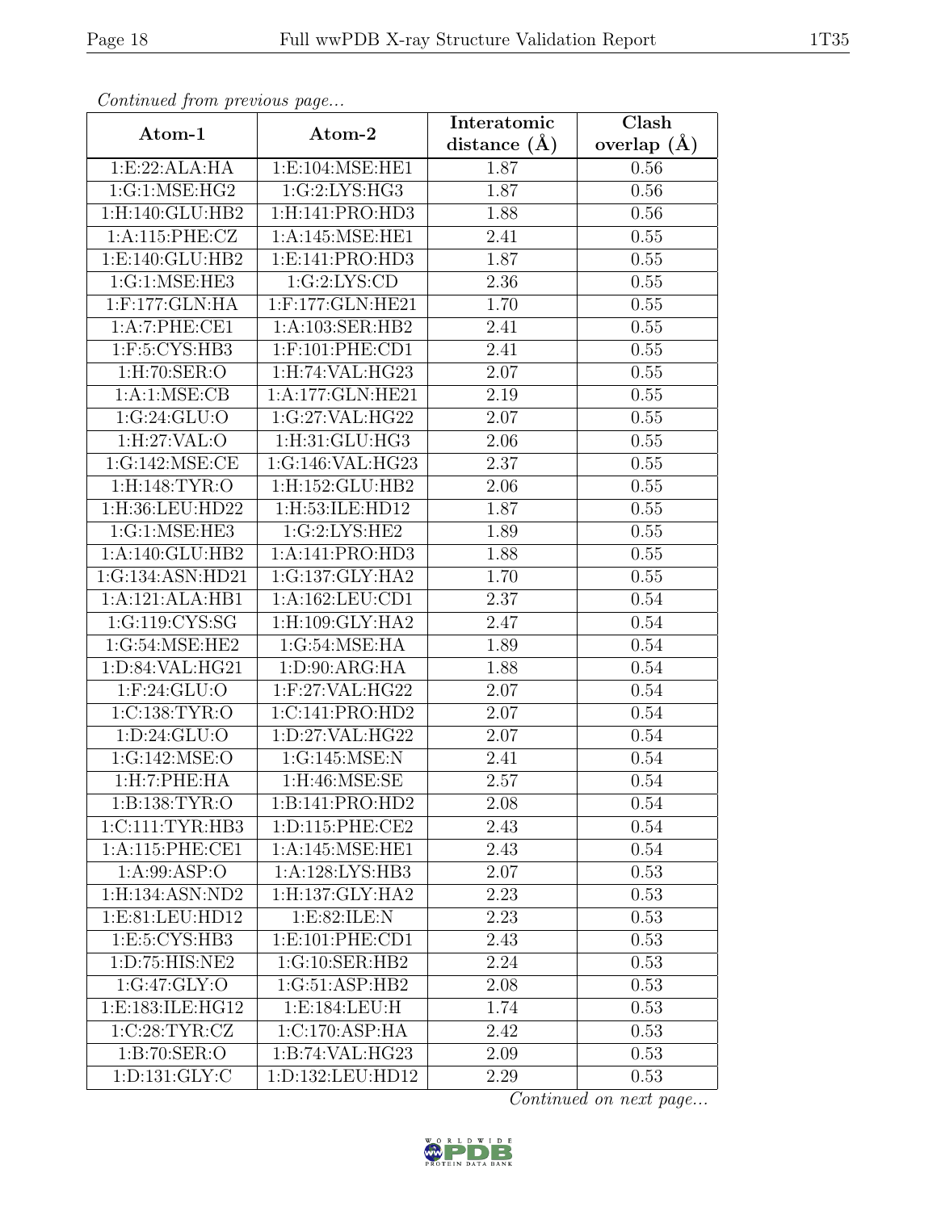*Continued from previous page...*

| Atom-1 | Atom-2 | Interatomic distance (Å) | Clash overlap (Å) |
|---|---|---|---|
| 1:E:22:ALA:HA | 1:E:104:MSE:HE1 | 1.87 | 0.56 |
| 1:G:1:MSE:HG2 | 1:G:2:LYS:HG3 | 1.87 | 0.56 |
| 1:H:140:GLU:HB2 | 1:H:141:PRO:HD3 | 1.88 | 0.56 |
| 1:A:115:PHE:CZ | 1:A:145:MSE:HE1 | 2.41 | 0.55 |
| 1:E:140:GLU:HB2 | 1:E:141:PRO:HD3 | 1.87 | 0.55 |
| 1:G:1:MSE:HE3 | 1:G:2:LYS:CD | 2.36 | 0.55 |
| 1:F:177:GLN:HA | 1:F:177:GLN:HE21 | 1.70 | 0.55 |
| 1:A:7:PHE:CE1 | 1:A:103:SER:HB2 | 2.41 | 0.55 |
| 1:F:5:CYS:HB3 | 1:F:101:PHE:CD1 | 2.41 | 0.55 |
| 1:H:70:SER:O | 1:H:74:VAL:HG23 | 2.07 | 0.55 |
| 1:A:1:MSE:CB | 1:A:177:GLN:HE21 | 2.19 | 0.55 |
| 1:G:24:GLU:O | 1:G:27:VAL:HG22 | 2.07 | 0.55 |
| 1:H:27:VAL:O | 1:H:31:GLU:HG3 | 2.06 | 0.55 |
| 1:G:142:MSE:CE | 1:G:146:VAL:HG23 | 2.37 | 0.55 |
| 1:H:148:TYR:O | 1:H:152:GLU:HB2 | 2.06 | 0.55 |
| 1:H:36:LEU:HD22 | 1:H:53:ILE:HD12 | 1.87 | 0.55 |
| 1:G:1:MSE:HE3 | 1:G:2:LYS:HE2 | 1.89 | 0.55 |
| 1:A:140:GLU:HB2 | 1:A:141:PRO:HD3 | 1.88 | 0.55 |
| 1:G:134:ASN:HD21 | 1:G:137:GLY:HA2 | 1.70 | 0.55 |
| 1:A:121:ALA:HB1 | 1:A:162:LEU:CD1 | 2.37 | 0.54 |
| 1:G:119:CYS:SG | 1:H:109:GLY:HA2 | 2.47 | 0.54 |
| 1:G:54:MSE:HE2 | 1:G:54:MSE:HA | 1.89 | 0.54 |
| 1:D:84:VAL:HG21 | 1:D:90:ARG:HA | 1.88 | 0.54 |
| 1:F:24:GLU:O | 1:F:27:VAL:HG22 | 2.07 | 0.54 |
| 1:C:138:TYR:O | 1:C:141:PRO:HD2 | 2.07 | 0.54 |
| 1:D:24:GLU:O | 1:D:27:VAL:HG22 | 2.07 | 0.54 |
| 1:G:142:MSE:O | 1:G:145:MSE:N | 2.41 | 0.54 |
| 1:H:7:PHE:HA | 1:H:46:MSE:SE | 2.57 | 0.54 |
| 1:B:138:TYR:O | 1:B:141:PRO:HD2 | 2.08 | 0.54 |
| 1:C:111:TYR:HB3 | 1:D:115:PHE:CE2 | 2.43 | 0.54 |
| 1:A:115:PHE:CE1 | 1:A:145:MSE:HE1 | 2.43 | 0.54 |
| 1:A:99:ASP:O | 1:A:128:LYS:HB3 | 2.07 | 0.53 |
| 1:H:134:ASN:ND2 | 1:H:137:GLY:HA2 | 2.23 | 0.53 |
| 1:E:81:LEU:HD12 | 1:E:82:ILE:N | 2.23 | 0.53 |
| 1:E:5:CYS:HB3 | 1:E:101:PHE:CD1 | 2.43 | 0.53 |
| 1:D:75:HIS:NE2 | 1:G:10:SER:HB2 | 2.24 | 0.53 |
| 1:G:47:GLY:O | 1:G:51:ASP:HB2 | 2.08 | 0.53 |
| 1:E:183:ILE:HG12 | 1:E:184:LEU:H | 1.74 | 0.53 |
| 1:C:28:TYR:CZ | 1:C:170:ASP:HA | 2.42 | 0.53 |
| 1:B:70:SER:O | 1:B:74:VAL:HG23 | 2.09 | 0.53 |
| 1:D:131:GLY:C | 1:D:132:LEU:HD12 | 2.29 | 0.53 |

*Continued on next page...*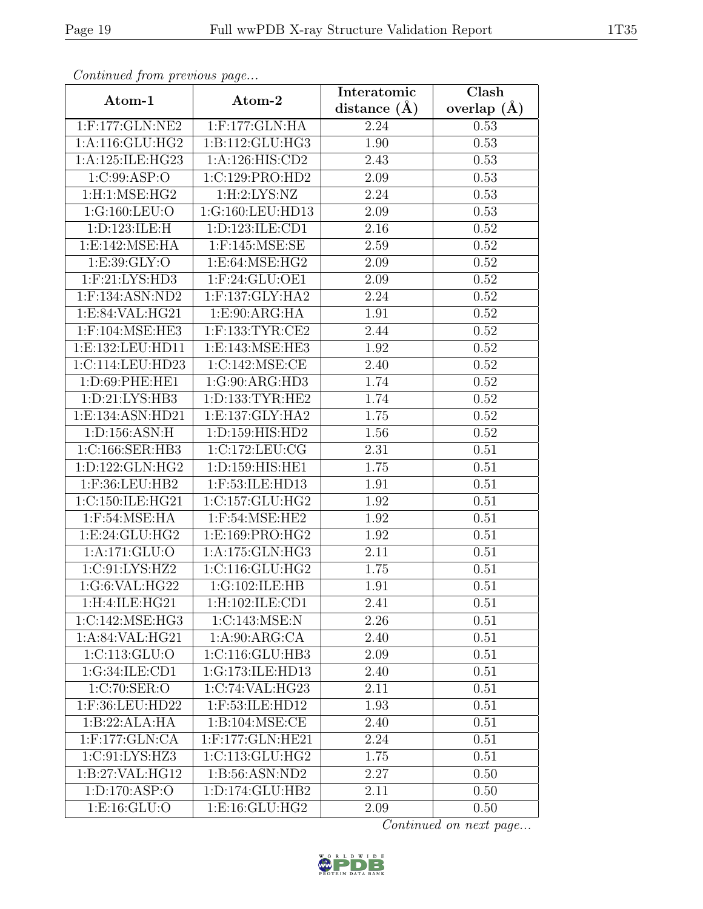*Continued from previous page...*

| Atom-1 | Atom-2 | Interatomic distance (Å) | Clash overlap (Å) |
|---|---|---|---|
| 1:F:177:GLN:NE2 | 1:F:177:GLN:HA | 2.24 | 0.53 |
| 1:A:116:GLU:HG2 | 1:B:112:GLU:HG3 | 1.90 | 0.53 |
| 1:A:125:ILE:HG23 | 1:A:126:HIS:CD2 | 2.43 | 0.53 |
| 1:C:99:ASP:O | 1:C:129:PRO:HD2 | 2.09 | 0.53 |
| 1:H:1:MSE:HG2 | 1:H:2:LYS:NZ | 2.24 | 0.53 |
| 1:G:160:LEU:O | 1:G:160:LEU:HD13 | 2.09 | 0.53 |
| 1:D:123:ILE:H | 1:D:123:ILE:CD1 | 2.16 | 0.52 |
| 1:E:142:MSE:HA | 1:F:145:MSE:SE | 2.59 | 0.52 |
| 1:E:39:GLY:O | 1:E:64:MSE:HG2 | 2.09 | 0.52 |
| 1:F:21:LYS:HD3 | 1:F:24:GLU:OE1 | 2.09 | 0.52 |
| 1:F:134:ASN:ND2 | 1:F:137:GLY:HA2 | 2.24 | 0.52 |
| 1:E:84:VAL:HG21 | 1:E:90:ARG:HA | 1.91 | 0.52 |
| 1:F:104:MSE:HE3 | 1:F:133:TYR:CE2 | 2.44 | 0.52 |
| 1:E:132:LEU:HD11 | 1:E:143:MSE:HE3 | 1.92 | 0.52 |
| 1:C:114:LEU:HD23 | 1:C:142:MSE:CE | 2.40 | 0.52 |
| 1:D:69:PHE:HE1 | 1:G:90:ARG:HD3 | 1.74 | 0.52 |
| 1:D:21:LYS:HB3 | 1:D:133:TYR:HE2 | 1.74 | 0.52 |
| 1:E:134:ASN:HD21 | 1:E:137:GLY:HA2 | 1.75 | 0.52 |
| 1:D:156:ASN:H | 1:D:159:HIS:HD2 | 1.56 | 0.52 |
| 1:C:166:SER:HB3 | 1:C:172:LEU:CG | 2.31 | 0.51 |
| 1:D:122:GLN:HG2 | 1:D:159:HIS:HE1 | 1.75 | 0.51 |
| 1:F:36:LEU:HB2 | 1:F:53:ILE:HD13 | 1.91 | 0.51 |
| 1:C:150:ILE:HG21 | 1:C:157:GLU:HG2 | 1.92 | 0.51 |
| 1:F:54:MSE:HA | 1:F:54:MSE:HE2 | 1.92 | 0.51 |
| 1:E:24:GLU:HG2 | 1:E:169:PRO:HG2 | 1.92 | 0.51 |
| 1:A:171:GLU:O | 1:A:175:GLN:HG3 | 2.11 | 0.51 |
| 1:C:91:LYS:HZ2 | 1:C:116:GLU:HG2 | 1.75 | 0.51 |
| 1:G:6:VAL:HG22 | 1:G:102:ILE:HB | 1.91 | 0.51 |
| 1:H:4:ILE:HG21 | 1:H:102:ILE:CD1 | 2.41 | 0.51 |
| 1:C:142:MSE:HG3 | 1:C:143:MSE:N | 2.26 | 0.51 |
| 1:A:84:VAL:HG21 | 1:A:90:ARG:CA | 2.40 | 0.51 |
| 1:C:113:GLU:O | 1:C:116:GLU:HB3 | 2.09 | 0.51 |
| 1:G:34:ILE:CD1 | 1:G:173:ILE:HD13 | 2.40 | 0.51 |
| 1:C:70:SER:O | 1:C:74:VAL:HG23 | 2.11 | 0.51 |
| 1:F:36:LEU:HD22 | 1:F:53:ILE:HD12 | 1.93 | 0.51 |
| 1:B:22:ALA:HA | 1:B:104:MSE:CE | 2.40 | 0.51 |
| 1:F:177:GLN:CA | 1:F:177:GLN:HE21 | 2.24 | 0.51 |
| 1:C:91:LYS:HZ3 | 1:C:113:GLU:HG2 | 1.75 | 0.51 |
| 1:B:27:VAL:HG12 | 1:B:56:ASN:ND2 | 2.27 | 0.50 |
| 1:D:170:ASP:O | 1:D:174:GLU:HB2 | 2.11 | 0.50 |
| 1:E:16:GLU:O | 1:E:16:GLU:HG2 | 2.09 | 0.50 |

*Continued on next page...*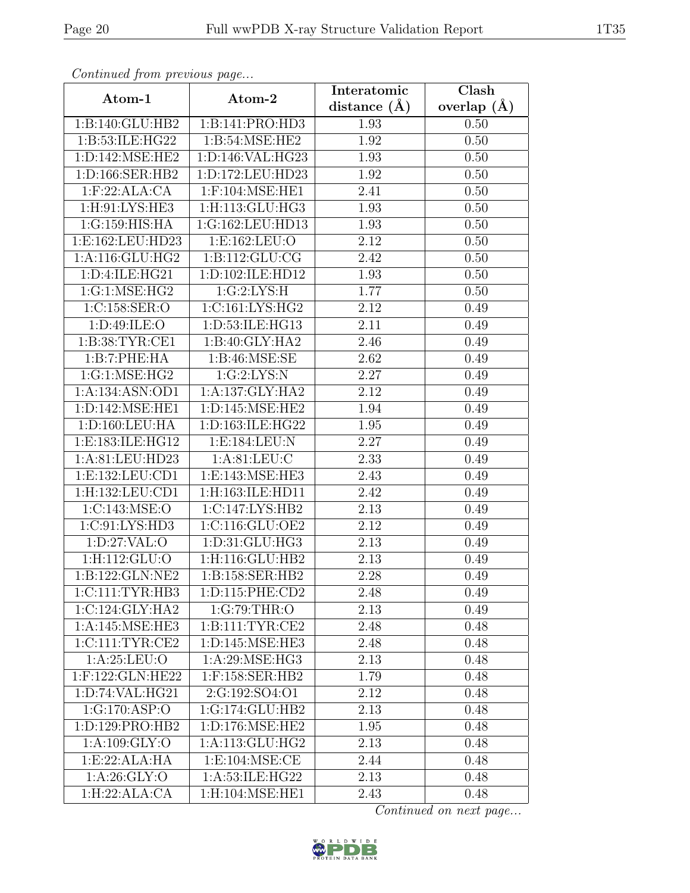*Continued from previous page...*

| Atom-1 | Atom-2 | Interatomic distance (Å) | Clash overlap (Å) |
|---|---|---|---|
| 1:B:140:GLU:HB2 | 1:B:141:PRO:HD3 | 1.93 | 0.50 |
| 1:B:53:ILE:HG22 | 1:B:54:MSE:HE2 | 1.92 | 0.50 |
| 1:D:142:MSE:HE2 | 1:D:146:VAL:HG23 | 1.93 | 0.50 |
| 1:D:166:SER:HB2 | 1:D:172:LEU:HD23 | 1.92 | 0.50 |
| 1:F:22:ALA:CA | 1:F:104:MSE:HE1 | 2.41 | 0.50 |
| 1:H:91:LYS:HE3 | 1:H:113:GLU:HG3 | 1.93 | 0.50 |
| 1:G:159:HIS:HA | 1:G:162:LEU:HD13 | 1.93 | 0.50 |
| 1:E:162:LEU:HD23 | 1:E:162:LEU:O | 2.12 | 0.50 |
| 1:A:116:GLU:HG2 | 1:B:112:GLU:CG | 2.42 | 0.50 |
| 1:D:4:ILE:HG21 | 1:D:102:ILE:HD12 | 1.93 | 0.50 |
| 1:G:1:MSE:HG2 | 1:G:2:LYS:H | 1.77 | 0.50 |
| 1:C:158:SER:O | 1:C:161:LYS:HG2 | 2.12 | 0.49 |
| 1:D:49:ILE:O | 1:D:53:ILE:HG13 | 2.11 | 0.49 |
| 1:B:38:TYR:CE1 | 1:B:40:GLY:HA2 | 2.46 | 0.49 |
| 1:B:7:PHE:HA | 1:B:46:MSE:SE | 2.62 | 0.49 |
| 1:G:1:MSE:HG2 | 1:G:2:LYS:N | 2.27 | 0.49 |
| 1:A:134:ASN:OD1 | 1:A:137:GLY:HA2 | 2.12 | 0.49 |
| 1:D:142:MSE:HE1 | 1:D:145:MSE:HE2 | 1.94 | 0.49 |
| 1:D:160:LEU:HA | 1:D:163:ILE:HG22 | 1.95 | 0.49 |
| 1:E:183:ILE:HG12 | 1:E:184:LEU:N | 2.27 | 0.49 |
| 1:A:81:LEU:HD23 | 1:A:81:LEU:C | 2.33 | 0.49 |
| 1:E:132:LEU:CD1 | 1:E:143:MSE:HE3 | 2.43 | 0.49 |
| 1:H:132:LEU:CD1 | 1:H:163:ILE:HD11 | 2.42 | 0.49 |
| 1:C:143:MSE:O | 1:C:147:LYS:HB2 | 2.13 | 0.49 |
| 1:C:91:LYS:HD3 | 1:C:116:GLU:OE2 | 2.12 | 0.49 |
| 1:D:27:VAL:O | 1:D:31:GLU:HG3 | 2.13 | 0.49 |
| 1:H:112:GLU:O | 1:H:116:GLU:HB2 | 2.13 | 0.49 |
| 1:B:122:GLN:NE2 | 1:B:158:SER:HB2 | 2.28 | 0.49 |
| 1:C:111:TYR:HB3 | 1:D:115:PHE:CD2 | 2.48 | 0.49 |
| 1:C:124:GLY:HA2 | 1:G:79:THR:O | 2.13 | 0.49 |
| 1:A:145:MSE:HE3 | 1:B:111:TYR:CE2 | 2.48 | 0.48 |
| 1:C:111:TYR:CE2 | 1:D:145:MSE:HE3 | 2.48 | 0.48 |
| 1:A:25:LEU:O | 1:A:29:MSE:HG3 | 2.13 | 0.48 |
| 1:F:122:GLN:HE22 | 1:F:158:SER:HB2 | 1.79 | 0.48 |
| 1:D:74:VAL:HG21 | 2:G:192:SO4:O1 | 2.12 | 0.48 |
| 1:G:170:ASP:O | 1:G:174:GLU:HB2 | 2.13 | 0.48 |
| 1:D:129:PRO:HB2 | 1:D:176:MSE:HE2 | 1.95 | 0.48 |
| 1:A:109:GLY:O | 1:A:113:GLU:HG2 | 2.13 | 0.48 |
| 1:E:22:ALA:HA | 1:E:104:MSE:CE | 2.44 | 0.48 |
| 1:A:26:GLY:O | 1:A:53:ILE:HG22 | 2.13 | 0.48 |
| 1:H:22:ALA:CA | 1:H:104:MSE:HE1 | 2.43 | 0.48 |

*Continued on next page...*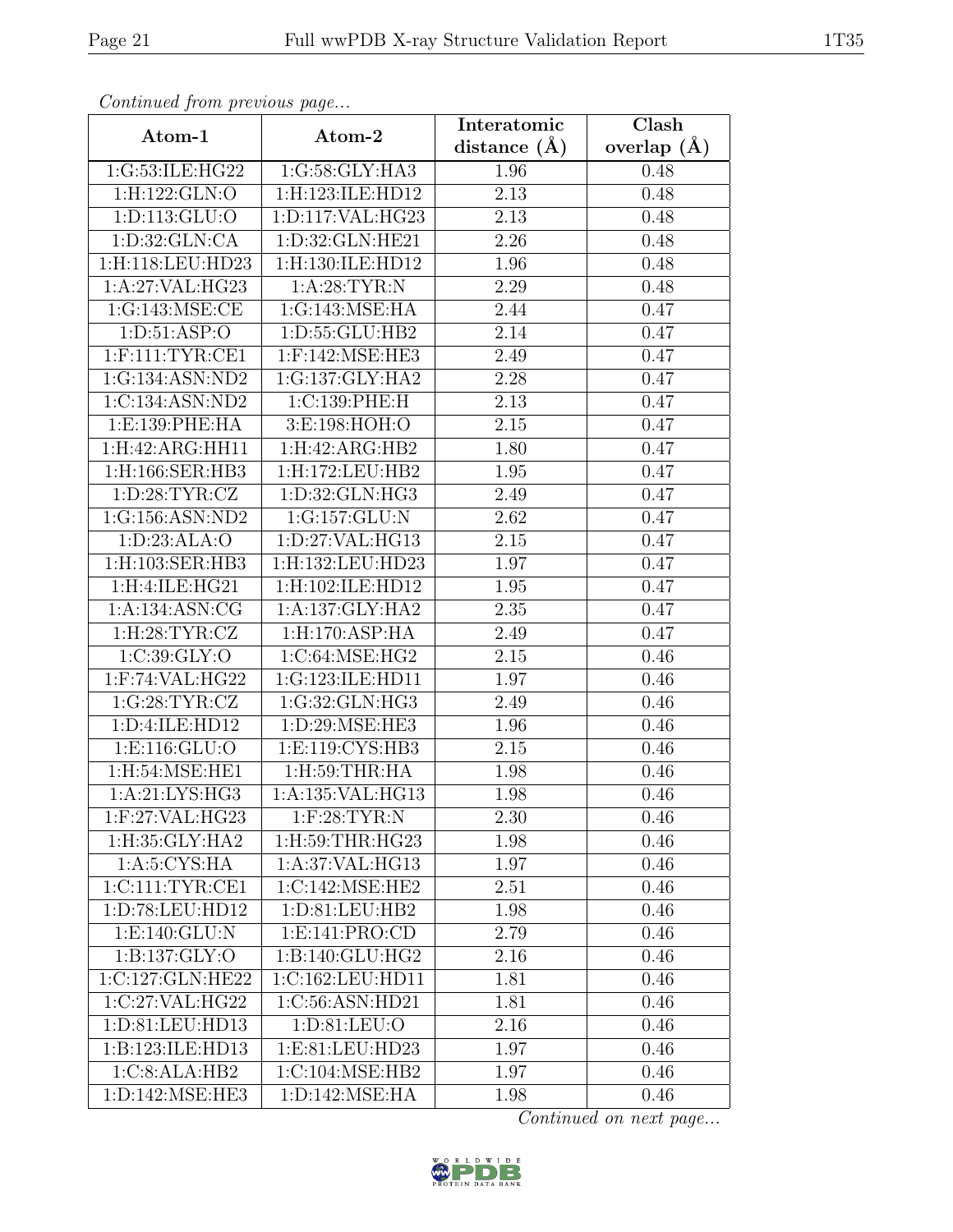*Continued from previous page...*

| Atom-1 | Atom-2 | Interatomic distance (Å) | Clash overlap (Å) |
|---|---|---|---|
| 1:G:53:ILE:HG22 | 1:G:58:GLY:HA3 | 1.96 | 0.48 |
| 1:H:122:GLN:O | 1:H:123:ILE:HD12 | 2.13 | 0.48 |
| 1:D:113:GLU:O | 1:D:117:VAL:HG23 | 2.13 | 0.48 |
| 1:D:32:GLN:CA | 1:D:32:GLN:HE21 | 2.26 | 0.48 |
| 1:H:118:LEU:HD23 | 1:H:130:ILE:HD12 | 1.96 | 0.48 |
| 1:A:27:VAL:HG23 | 1:A:28:TYR:N | 2.29 | 0.48 |
| 1:G:143:MSE:CE | 1:G:143:MSE:HA | 2.44 | 0.47 |
| 1:D:51:ASP:O | 1:D:55:GLU:HB2 | 2.14 | 0.47 |
| 1:F:111:TYR:CE1 | 1:F:142:MSE:HE3 | 2.49 | 0.47 |
| 1:G:134:ASN:ND2 | 1:G:137:GLY:HA2 | 2.28 | 0.47 |
| 1:C:134:ASN:ND2 | 1:C:139:PHE:H | 2.13 | 0.47 |
| 1:E:139:PHE:HA | 3:E:198:HOH:O | 2.15 | 0.47 |
| 1:H:42:ARG:HH11 | 1:H:42:ARG:HB2 | 1.80 | 0.47 |
| 1:H:166:SER:HB3 | 1:H:172:LEU:HB2 | 1.95 | 0.47 |
| 1:D:28:TYR:CZ | 1:D:32:GLN:HG3 | 2.49 | 0.47 |
| 1:G:156:ASN:ND2 | 1:G:157:GLU:N | 2.62 | 0.47 |
| 1:D:23:ALA:O | 1:D:27:VAL:HG13 | 2.15 | 0.47 |
| 1:H:103:SER:HB3 | 1:H:132:LEU:HD23 | 1.97 | 0.47 |
| 1:H:4:ILE:HG21 | 1:H:102:ILE:HD12 | 1.95 | 0.47 |
| 1:A:134:ASN:CG | 1:A:137:GLY:HA2 | 2.35 | 0.47 |
| 1:H:28:TYR:CZ | 1:H:170:ASP:HA | 2.49 | 0.47 |
| 1:C:39:GLY:O | 1:C:64:MSE:HG2 | 2.15 | 0.46 |
| 1:F:74:VAL:HG22 | 1:G:123:ILE:HD11 | 1.97 | 0.46 |
| 1:G:28:TYR:CZ | 1:G:32:GLN:HG3 | 2.49 | 0.46 |
| 1:D:4:ILE:HD12 | 1:D:29:MSE:HE3 | 1.96 | 0.46 |
| 1:E:116:GLU:O | 1:E:119:CYS:HB3 | 2.15 | 0.46 |
| 1:H:54:MSE:HE1 | 1:H:59:THR:HA | 1.98 | 0.46 |
| 1:A:21:LYS:HG3 | 1:A:135:VAL:HG13 | 1.98 | 0.46 |
| 1:F:27:VAL:HG23 | 1:F:28:TYR:N | 2.30 | 0.46 |
| 1:H:35:GLY:HA2 | 1:H:59:THR:HG23 | 1.98 | 0.46 |
| 1:A:5:CYS:HA | 1:A:37:VAL:HG13 | 1.97 | 0.46 |
| 1:C:111:TYR:CE1 | 1:C:142:MSE:HE2 | 2.51 | 0.46 |
| 1:D:78:LEU:HD12 | 1:D:81:LEU:HB2 | 1.98 | 0.46 |
| 1:E:140:GLU:N | 1:E:141:PRO:CD | 2.79 | 0.46 |
| 1:B:137:GLY:O | 1:B:140:GLU:HG2 | 2.16 | 0.46 |
| 1:C:127:GLN:HE22 | 1:C:162:LEU:HD11 | 1.81 | 0.46 |
| 1:C:27:VAL:HG22 | 1:C:56:ASN:HD21 | 1.81 | 0.46 |
| 1:D:81:LEU:HD13 | 1:D:81:LEU:O | 2.16 | 0.46 |
| 1:B:123:ILE:HD13 | 1:E:81:LEU:HD23 | 1.97 | 0.46 |
| 1:C:8:ALA:HB2 | 1:C:104:MSE:HB2 | 1.97 | 0.46 |
| 1:D:142:MSE:HE3 | 1:D:142:MSE:HA | 1.98 | 0.46 |

*Continued on next page...*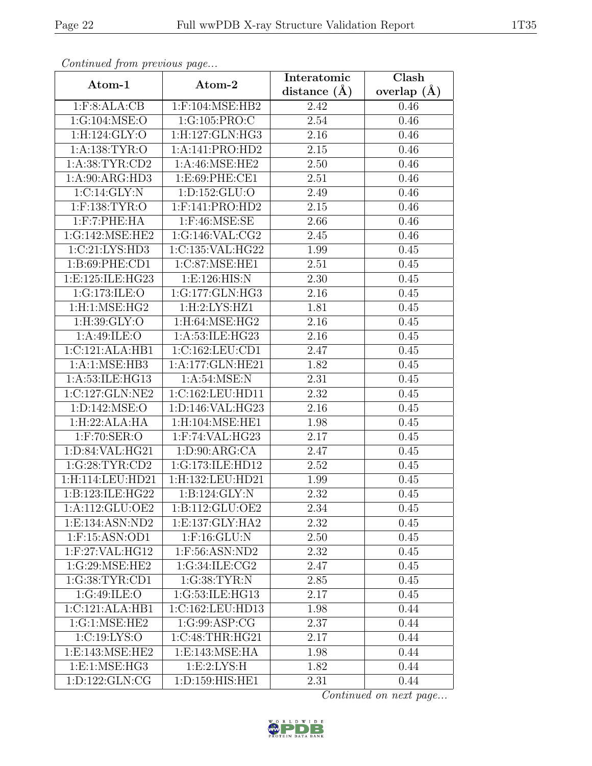*Continued from previous page...*

| Atom-1 | Atom-2 | Interatomic distance (Å) | Clash overlap (Å) |
|---|---|---|---|
| 1:F:8:ALA:CB | 1:F:104:MSE:HB2 | 2.42 | 0.46 |
| 1:G:104:MSE:O | 1:G:105:PRO:C | 2.54 | 0.46 |
| 1:H:124:GLY:O | 1:H:127:GLN:HG3 | 2.16 | 0.46 |
| 1:A:138:TYR:O | 1:A:141:PRO:HD2 | 2.15 | 0.46 |
| 1:A:38:TYR:CD2 | 1:A:46:MSE:HE2 | 2.50 | 0.46 |
| 1:A:90:ARG:HD3 | 1:E:69:PHE:CE1 | 2.51 | 0.46 |
| 1:C:14:GLY:N | 1:D:152:GLU:O | 2.49 | 0.46 |
| 1:F:138:TYR:O | 1:F:141:PRO:HD2 | 2.15 | 0.46 |
| 1:F:7:PHE:HA | 1:F:46:MSE:SE | 2.66 | 0.46 |
| 1:G:142:MSE:HE2 | 1:G:146:VAL:CG2 | 2.45 | 0.46 |
| 1:C:21:LYS:HD3 | 1:C:135:VAL:HG22 | 1.99 | 0.45 |
| 1:B:69:PHE:CD1 | 1:C:87:MSE:HE1 | 2.51 | 0.45 |
| 1:E:125:ILE:HG23 | 1:E:126:HIS:N | 2.30 | 0.45 |
| 1:G:173:ILE:O | 1:G:177:GLN:HG3 | 2.16 | 0.45 |
| 1:H:1:MSE:HG2 | 1:H:2:LYS:HZ1 | 1.81 | 0.45 |
| 1:H:39:GLY:O | 1:H:64:MSE:HG2 | 2.16 | 0.45 |
| 1:A:49:ILE:O | 1:A:53:ILE:HG23 | 2.16 | 0.45 |
| 1:C:121:ALA:HB1 | 1:C:162:LEU:CD1 | 2.47 | 0.45 |
| 1:A:1:MSE:HB3 | 1:A:177:GLN:HE21 | 1.82 | 0.45 |
| 1:A:53:ILE:HG13 | 1:A:54:MSE:N | 2.31 | 0.45 |
| 1:C:127:GLN:NE2 | 1:C:162:LEU:HD11 | 2.32 | 0.45 |
| 1:D:142:MSE:O | 1:D:146:VAL:HG23 | 2.16 | 0.45 |
| 1:H:22:ALA:HA | 1:H:104:MSE:HE1 | 1.98 | 0.45 |
| 1:F:70:SER:O | 1:F:74:VAL:HG23 | 2.17 | 0.45 |
| 1:D:84:VAL:HG21 | 1:D:90:ARG:CA | 2.47 | 0.45 |
| 1:G:28:TYR:CD2 | 1:G:173:ILE:HD12 | 2.52 | 0.45 |
| 1:H:114:LEU:HD21 | 1:H:132:LEU:HD21 | 1.99 | 0.45 |
| 1:B:123:ILE:HG22 | 1:B:124:GLY:N | 2.32 | 0.45 |
| 1:A:112:GLU:OE2 | 1:B:112:GLU:OE2 | 2.34 | 0.45 |
| 1:E:134:ASN:ND2 | 1:E:137:GLY:HA2 | 2.32 | 0.45 |
| 1:F:15:ASN:OD1 | 1:F:16:GLU:N | 2.50 | 0.45 |
| 1:F:27:VAL:HG12 | 1:F:56:ASN:ND2 | 2.32 | 0.45 |
| 1:G:29:MSE:HE2 | 1:G:34:ILE:CG2 | 2.47 | 0.45 |
| 1:G:38:TYR:CD1 | 1:G:38:TYR:N | 2.85 | 0.45 |
| 1:G:49:ILE:O | 1:G:53:ILE:HG13 | 2.17 | 0.45 |
| 1:C:121:ALA:HB1 | 1:C:162:LEU:HD13 | 1.98 | 0.44 |
| 1:G:1:MSE:HE2 | 1:G:99:ASP:CG | 2.37 | 0.44 |
| 1:C:19:LYS:O | 1:C:48:THR:HG21 | 2.17 | 0.44 |
| 1:E:143:MSE:HE2 | 1:E:143:MSE:HA | 1.98 | 0.44 |
| 1:E:1:MSE:HG3 | 1:E:2:LYS:H | 1.82 | 0.44 |
| 1:D:122:GLN:CG | 1:D:159:HIS:HE1 | 2.31 | 0.44 |

*Continued on next page...*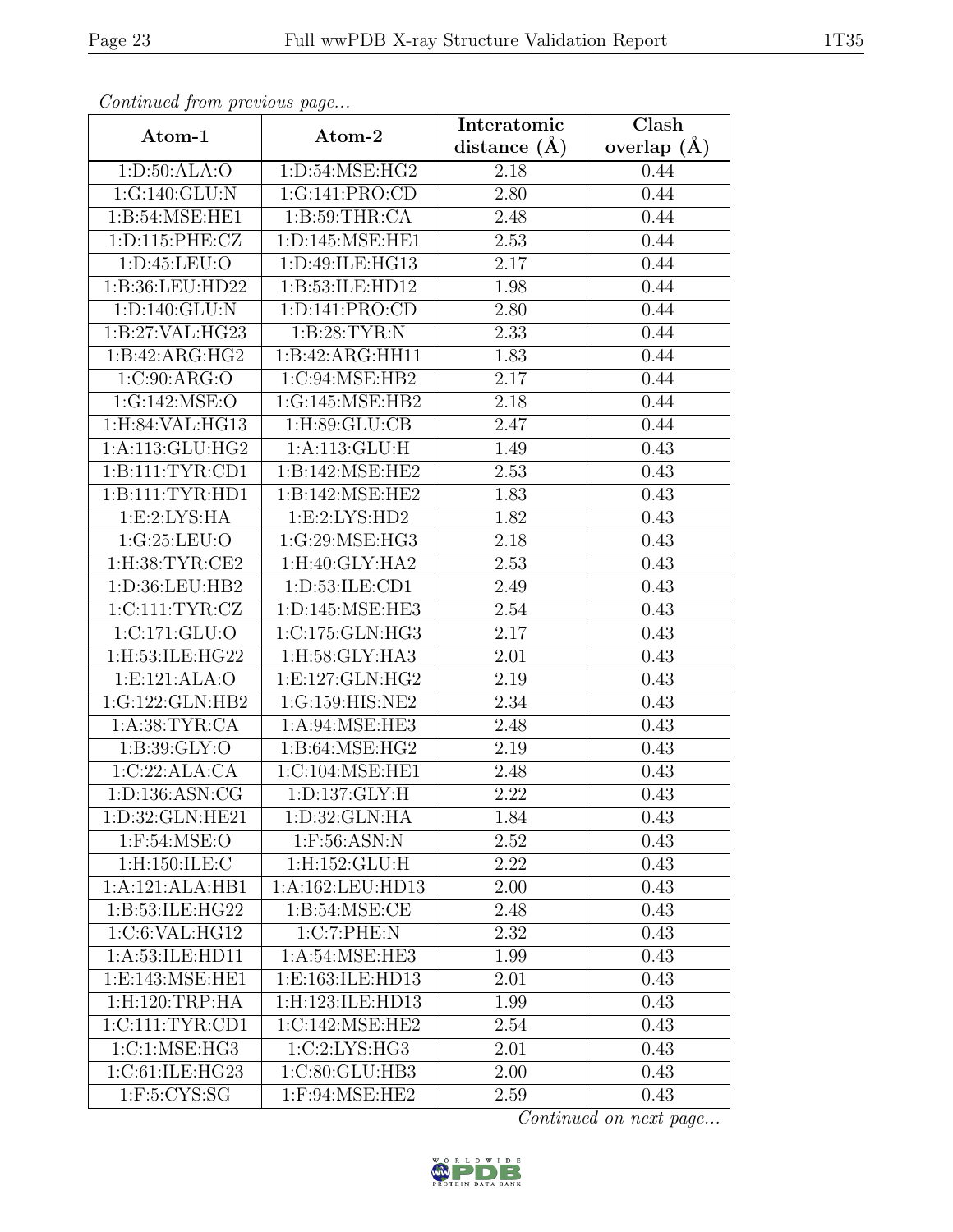*Continued from previous page...*

| Atom-1 | Atom-2 | Interatomic distance (Å) | Clash overlap (Å) |
|---|---|---|---|
| 1:D:50:ALA:O | 1:D:54:MSE:HG2 | 2.18 | 0.44 |
| 1:G:140:GLU:N | 1:G:141:PRO:CD | 2.80 | 0.44 |
| 1:B:54:MSE:HE1 | 1:B:59:THR:CA | 2.48 | 0.44 |
| 1:D:115:PHE:CZ | 1:D:145:MSE:HE1 | 2.53 | 0.44 |
| 1:D:45:LEU:O | 1:D:49:ILE:HG13 | 2.17 | 0.44 |
| 1:B:36:LEU:HD22 | 1:B:53:ILE:HD12 | 1.98 | 0.44 |
| 1:D:140:GLU:N | 1:D:141:PRO:CD | 2.80 | 0.44 |
| 1:B:27:VAL:HG23 | 1:B:28:TYR:N | 2.33 | 0.44 |
| 1:B:42:ARG:HG2 | 1:B:42:ARG:HH11 | 1.83 | 0.44 |
| 1:C:90:ARG:O | 1:C:94:MSE:HB2 | 2.17 | 0.44 |
| 1:G:142:MSE:O | 1:G:145:MSE:HB2 | 2.18 | 0.44 |
| 1:H:84:VAL:HG13 | 1:H:89:GLU:CB | 2.47 | 0.44 |
| 1:A:113:GLU:HG2 | 1:A:113:GLU:H | 1.49 | 0.43 |
| 1:B:111:TYR:CD1 | 1:B:142:MSE:HE2 | 2.53 | 0.43 |
| 1:B:111:TYR:HD1 | 1:B:142:MSE:HE2 | 1.83 | 0.43 |
| 1:E:2:LYS:HA | 1:E:2:LYS:HD2 | 1.82 | 0.43 |
| 1:G:25:LEU:O | 1:G:29:MSE:HG3 | 2.18 | 0.43 |
| 1:H:38:TYR:CE2 | 1:H:40:GLY:HA2 | 2.53 | 0.43 |
| 1:D:36:LEU:HB2 | 1:D:53:ILE:CD1 | 2.49 | 0.43 |
| 1:C:111:TYR:CZ | 1:D:145:MSE:HE3 | 2.54 | 0.43 |
| 1:C:171:GLU:O | 1:C:175:GLN:HG3 | 2.17 | 0.43 |
| 1:H:53:ILE:HG22 | 1:H:58:GLY:HA3 | 2.01 | 0.43 |
| 1:E:121:ALA:O | 1:E:127:GLN:HG2 | 2.19 | 0.43 |
| 1:G:122:GLN:HB2 | 1:G:159:HIS:NE2 | 2.34 | 0.43 |
| 1:A:38:TYR:CA | 1:A:94:MSE:HE3 | 2.48 | 0.43 |
| 1:B:39:GLY:O | 1:B:64:MSE:HG2 | 2.19 | 0.43 |
| 1:C:22:ALA:CA | 1:C:104:MSE:HE1 | 2.48 | 0.43 |
| 1:D:136:ASN:CG | 1:D:137:GLY:H | 2.22 | 0.43 |
| 1:D:32:GLN:HE21 | 1:D:32:GLN:HA | 1.84 | 0.43 |
| 1:F:54:MSE:O | 1:F:56:ASN:N | 2.52 | 0.43 |
| 1:H:150:ILE:C | 1:H:152:GLU:H | 2.22 | 0.43 |
| 1:A:121:ALA:HB1 | 1:A:162:LEU:HD13 | 2.00 | 0.43 |
| 1:B:53:ILE:HG22 | 1:B:54:MSE:CE | 2.48 | 0.43 |
| 1:C:6:VAL:HG12 | 1:C:7:PHE:N | 2.32 | 0.43 |
| 1:A:53:ILE:HD11 | 1:A:54:MSE:HE3 | 1.99 | 0.43 |
| 1:E:143:MSE:HE1 | 1:E:163:ILE:HD13 | 2.01 | 0.43 |
| 1:H:120:TRP:HA | 1:H:123:ILE:HD13 | 1.99 | 0.43 |
| 1:C:111:TYR:CD1 | 1:C:142:MSE:HE2 | 2.54 | 0.43 |
| 1:C:1:MSE:HG3 | 1:C:2:LYS:HG3 | 2.01 | 0.43 |
| 1:C:61:ILE:HG23 | 1:C:80:GLU:HB3 | 2.00 | 0.43 |
| 1:F:5:CYS:SG | 1:F:94:MSE:HE2 | 2.59 | 0.43 |

*Continued on next page...*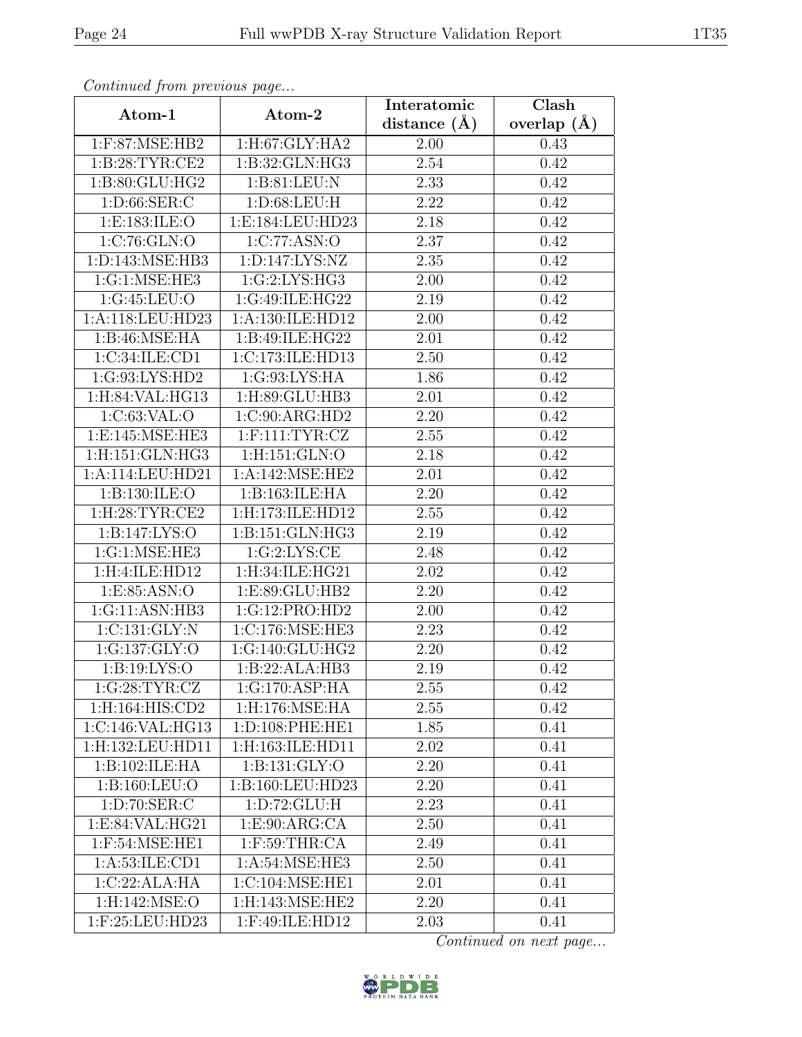*Continued from previous page...*

| Atom-1 | Atom-2 | Interatomic distance (Å) | Clash overlap (Å) |
|---|---|---|---|
| 1:F:87:MSE:HB2 | 1:H:67:GLY:HA2 | 2.00 | 0.43 |
| 1:B:28:TYR:CE2 | 1:B:32:GLN:HG3 | 2.54 | 0.42 |
| 1:B:80:GLU:HG2 | 1:B:81:LEU:N | 2.33 | 0.42 |
| 1:D:66:SER:C | 1:D:68:LEU:H | 2.22 | 0.42 |
| 1:E:183:ILE:O | 1:E:184:LEU:HD23 | 2.18 | 0.42 |
| 1:C:76:GLN:O | 1:C:77:ASN:O | 2.37 | 0.42 |
| 1:D:143:MSE:HB3 | 1:D:147:LYS:NZ | 2.35 | 0.42 |
| 1:G:1:MSE:HE3 | 1:G:2:LYS:HG3 | 2.00 | 0.42 |
| 1:G:45:LEU:O | 1:G:49:ILE:HG22 | 2.19 | 0.42 |
| 1:A:118:LEU:HD23 | 1:A:130:ILE:HD12 | 2.00 | 0.42 |
| 1:B:46:MSE:HA | 1:B:49:ILE:HG22 | 2.01 | 0.42 |
| 1:C:34:ILE:CD1 | 1:C:173:ILE:HD13 | 2.50 | 0.42 |
| 1:G:93:LYS:HD2 | 1:G:93:LYS:HA | 1.86 | 0.42 |
| 1:H:84:VAL:HG13 | 1:H:89:GLU:HB3 | 2.01 | 0.42 |
| 1:C:63:VAL:O | 1:C:90:ARG:HD2 | 2.20 | 0.42 |
| 1:E:145:MSE:HE3 | 1:F:111:TYR:CZ | 2.55 | 0.42 |
| 1:H:151:GLN:HG3 | 1:H:151:GLN:O | 2.18 | 0.42 |
| 1:A:114:LEU:HD21 | 1:A:142:MSE:HE2 | 2.01 | 0.42 |
| 1:B:130:ILE:O | 1:B:163:ILE:HA | 2.20 | 0.42 |
| 1:H:28:TYR:CE2 | 1:H:173:ILE:HD12 | 2.55 | 0.42 |
| 1:B:147:LYS:O | 1:B:151:GLN:HG3 | 2.19 | 0.42 |
| 1:G:1:MSE:HE3 | 1:G:2:LYS:CE | 2.48 | 0.42 |
| 1:H:4:ILE:HD12 | 1:H:34:ILE:HG21 | 2.02 | 0.42 |
| 1:E:85:ASN:O | 1:E:89:GLU:HB2 | 2.20 | 0.42 |
| 1:G:11:ASN:HB3 | 1:G:12:PRO:HD2 | 2.00 | 0.42 |
| 1:C:131:GLY:N | 1:C:176:MSE:HE3 | 2.23 | 0.42 |
| 1:G:137:GLY:O | 1:G:140:GLU:HG2 | 2.20 | 0.42 |
| 1:B:19:LYS:O | 1:B:22:ALA:HB3 | 2.19 | 0.42 |
| 1:G:28:TYR:CZ | 1:G:170:ASP:HA | 2.55 | 0.42 |
| 1:H:164:HIS:CD2 | 1:H:176:MSE:HA | 2.55 | 0.42 |
| 1:C:146:VAL:HG13 | 1:D:108:PHE:HE1 | 1.85 | 0.41 |
| 1:H:132:LEU:HD11 | 1:H:163:ILE:HD11 | 2.02 | 0.41 |
| 1:B:102:ILE:HA | 1:B:131:GLY:O | 2.20 | 0.41 |
| 1:B:160:LEU:O | 1:B:160:LEU:HD23 | 2.20 | 0.41 |
| 1:D:70:SER:C | 1:D:72:GLU:H | 2.23 | 0.41 |
| 1:E:84:VAL:HG21 | 1:E:90:ARG:CA | 2.50 | 0.41 |
| 1:F:54:MSE:HE1 | 1:F:59:THR:CA | 2.49 | 0.41 |
| 1:A:53:ILE:CD1 | 1:A:54:MSE:HE3 | 2.50 | 0.41 |
| 1:C:22:ALA:HA | 1:C:104:MSE:HE1 | 2.01 | 0.41 |
| 1:H:142:MSE:O | 1:H:143:MSE:HE2 | 2.20 | 0.41 |
| 1:F:25:LEU:HD23 | 1:F:49:ILE:HD12 | 2.03 | 0.41 |

*Continued on next page...*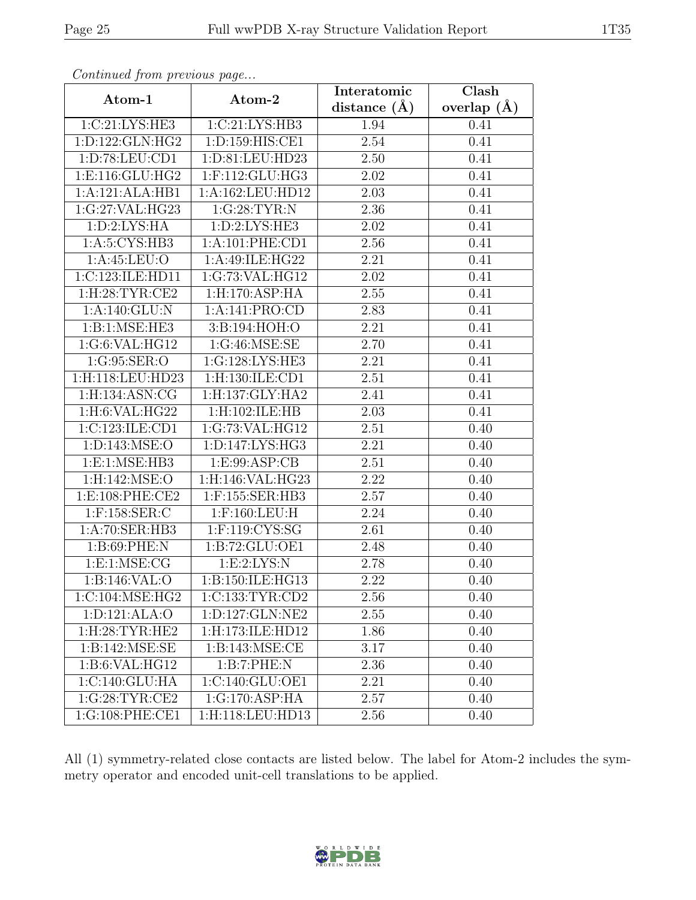*Continued from previous page...*

| Atom-1 | Atom-2 | Interatomic distance (Å) | Clash overlap (Å) |
|---|---|---|---|
| 1:C:21:LYS:HE3 | 1:C:21:LYS:HB3 | 1.94 | 0.41 |
| 1:D:122:GLN:HG2 | 1:D:159:HIS:CE1 | 2.54 | 0.41 |
| 1:D:78:LEU:CD1 | 1:D:81:LEU:HD23 | 2.50 | 0.41 |
| 1:E:116:GLU:HG2 | 1:F:112:GLU:HG3 | 2.02 | 0.41 |
| 1:A:121:ALA:HB1 | 1:A:162:LEU:HD12 | 2.03 | 0.41 |
| 1:G:27:VAL:HG23 | 1:G:28:TYR:N | 2.36 | 0.41 |
| 1:D:2:LYS:HA | 1:D:2:LYS:HE3 | 2.02 | 0.41 |
| 1:A:5:CYS:HB3 | 1:A:101:PHE:CD1 | 2.56 | 0.41 |
| 1:A:45:LEU:O | 1:A:49:ILE:HG22 | 2.21 | 0.41 |
| 1:C:123:ILE:HD11 | 1:G:73:VAL:HG12 | 2.02 | 0.41 |
| 1:H:28:TYR:CE2 | 1:H:170:ASP:HA | 2.55 | 0.41 |
| 1:A:140:GLU:N | 1:A:141:PRO:CD | 2.83 | 0.41 |
| 1:B:1:MSE:HE3 | 3:B:194:HOH:O | 2.21 | 0.41 |
| 1:G:6:VAL:HG12 | 1:G:46:MSE:SE | 2.70 | 0.41 |
| 1:G:95:SER:O | 1:G:128:LYS:HE3 | 2.21 | 0.41 |
| 1:H:118:LEU:HD23 | 1:H:130:ILE:CD1 | 2.51 | 0.41 |
| 1:H:134:ASN:CG | 1:H:137:GLY:HA2 | 2.41 | 0.41 |
| 1:H:6:VAL:HG22 | 1:H:102:ILE:HB | 2.03 | 0.41 |
| 1:C:123:ILE:CD1 | 1:G:73:VAL:HG12 | 2.51 | 0.40 |
| 1:D:143:MSE:O | 1:D:147:LYS:HG3 | 2.21 | 0.40 |
| 1:E:1:MSE:HB3 | 1:E:99:ASP:CB | 2.51 | 0.40 |
| 1:H:142:MSE:O | 1:H:146:VAL:HG23 | 2.22 | 0.40 |
| 1:E:108:PHE:CE2 | 1:F:155:SER:HB3 | 2.57 | 0.40 |
| 1:F:158:SER:C | 1:F:160:LEU:H | 2.24 | 0.40 |
| 1:A:70:SER:HB3 | 1:F:119:CYS:SG | 2.61 | 0.40 |
| 1:B:69:PHE:N | 1:B:72:GLU:OE1 | 2.48 | 0.40 |
| 1:E:1:MSE:CG | 1:E:2:LYS:N | 2.78 | 0.40 |
| 1:B:146:VAL:O | 1:B:150:ILE:HG13 | 2.22 | 0.40 |
| 1:C:104:MSE:HG2 | 1:C:133:TYR:CD2 | 2.56 | 0.40 |
| 1:D:121:ALA:O | 1:D:127:GLN:NE2 | 2.55 | 0.40 |
| 1:H:28:TYR:HE2 | 1:H:173:ILE:HD12 | 1.86 | 0.40 |
| 1:B:142:MSE:SE | 1:B:143:MSE:CE | 3.17 | 0.40 |
| 1:B:6:VAL:HG12 | 1:B:7:PHE:N | 2.36 | 0.40 |
| 1:C:140:GLU:HA | 1:C:140:GLU:OE1 | 2.21 | 0.40 |
| 1:G:28:TYR:CE2 | 1:G:170:ASP:HA | 2.57 | 0.40 |
| 1:G:108:PHE:CE1 | 1:H:118:LEU:HD13 | 2.56 | 0.40 |

All (1) symmetry-related close contacts are listed below. The label for Atom-2 includes the symmetry operator and encoded unit-cell translations to be applied.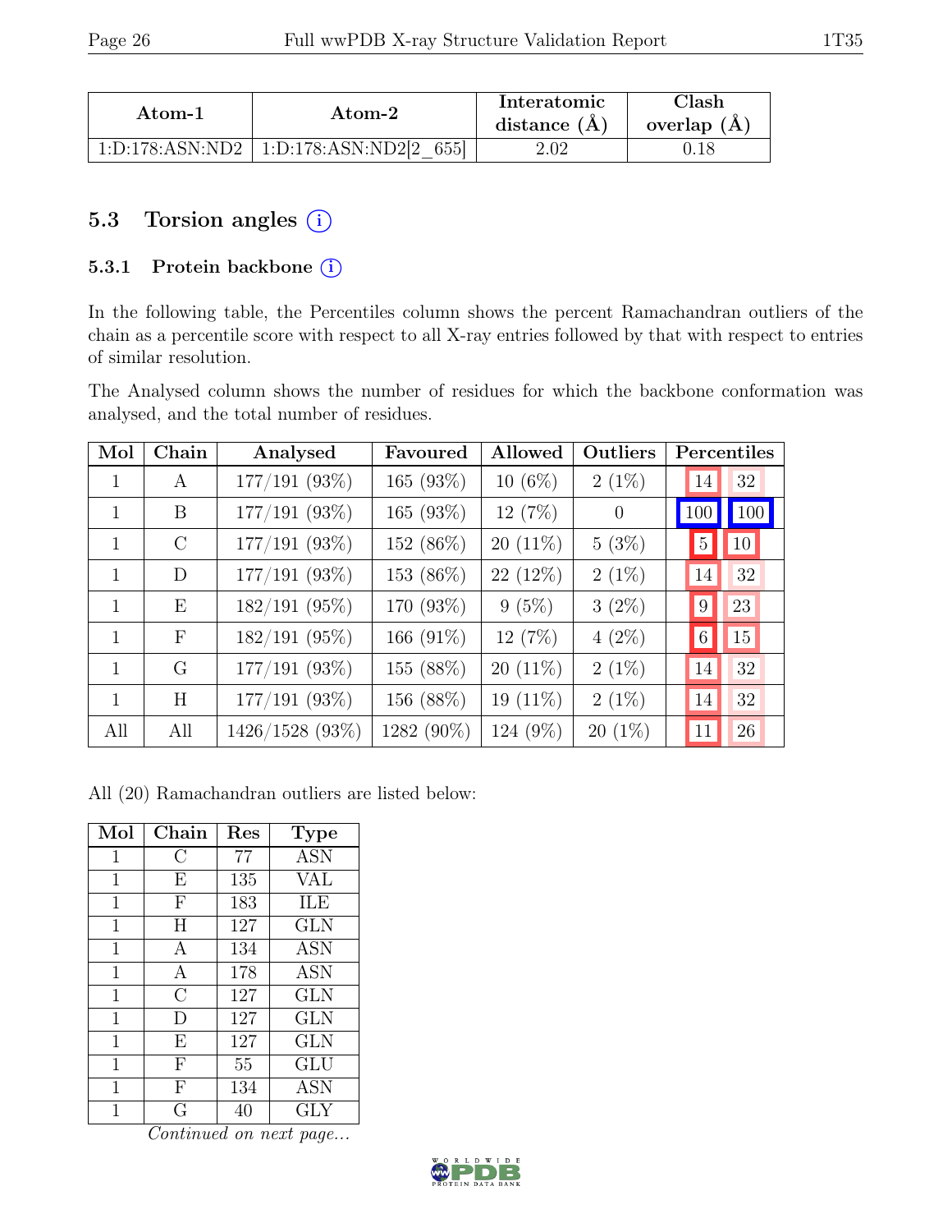| Atom-1 | Atom-2 | Interatomic distance (Å) | Clash overlap (Å) |
|---|---|---|---|
| 1:D:178:ASN:ND2 | 1:D:178:ASN:ND2[2_655] | 2.02 | 0.18 |

## 5.3 Torsion angles

### 5.3.1 Protein backbone

In the following table, the Percentiles column shows the percent Ramachandran outliers of the chain as a percentile score with respect to all X-ray entries followed by that with respect to entries of similar resolution.

The Analysed column shows the number of residues for which the backbone conformation was analysed, and the total number of residues.

| Mol | Chain | Analysed | Favoured | Allowed | Outliers | Percentiles | |
|---|---|---|---|---|---|---|---|
| 1 | A | 177/191 (93%) | 165 (93%) | 10 (6%) | 2 (1%) | 14 | 32 |
| 1 | B | 177/191 (93%) | 165 (93%) | 12 (7%) | 0 | 100 | 100 |
| 1 | C | 177/191 (93%) | 152 (86%) | 20 (11%) | 5 (3%) | 5 | 10 |
| 1 | D | 177/191 (93%) | 153 (86%) | 22 (12%) | 2 (1%) | 14 | 32 |
| 1 | E | 182/191 (95%) | 170 (93%) | 9 (5%) | 3 (2%) | 9 | 23 |
| 1 | F | 182/191 (95%) | 166 (91%) | 12 (7%) | 4 (2%) | 6 | 15 |
| 1 | G | 177/191 (93%) | 155 (88%) | 20 (11%) | 2 (1%) | 14 | 32 |
| 1 | H | 177/191 (93%) | 156 (88%) | 19 (11%) | 2 (1%) | 14 | 32 |
| All | All | 1426/1528 (93%) | 1282 (90%) | 124 (9%) | 20 (1%) | 11 | 26 |

All (20) Ramachandran outliers are listed below:

| Mol | Chain | Res | Type |
|---|---|---|---|
| 1 | C | 77 | ASN |
| 1 | E | 135 | VAL |
| 1 | F | 183 | ILE |
| 1 | H | 127 | GLN |
| 1 | A | 134 | ASN |
| 1 | A | 178 | ASN |
| 1 | C | 127 | GLN |
| 1 | D | 127 | GLN |
| 1 | E | 127 | GLN |
| 1 | F | 55 | GLU |
| 1 | F | 134 | ASN |
| 1 | G | 40 | GLY |

*Continued on next page...*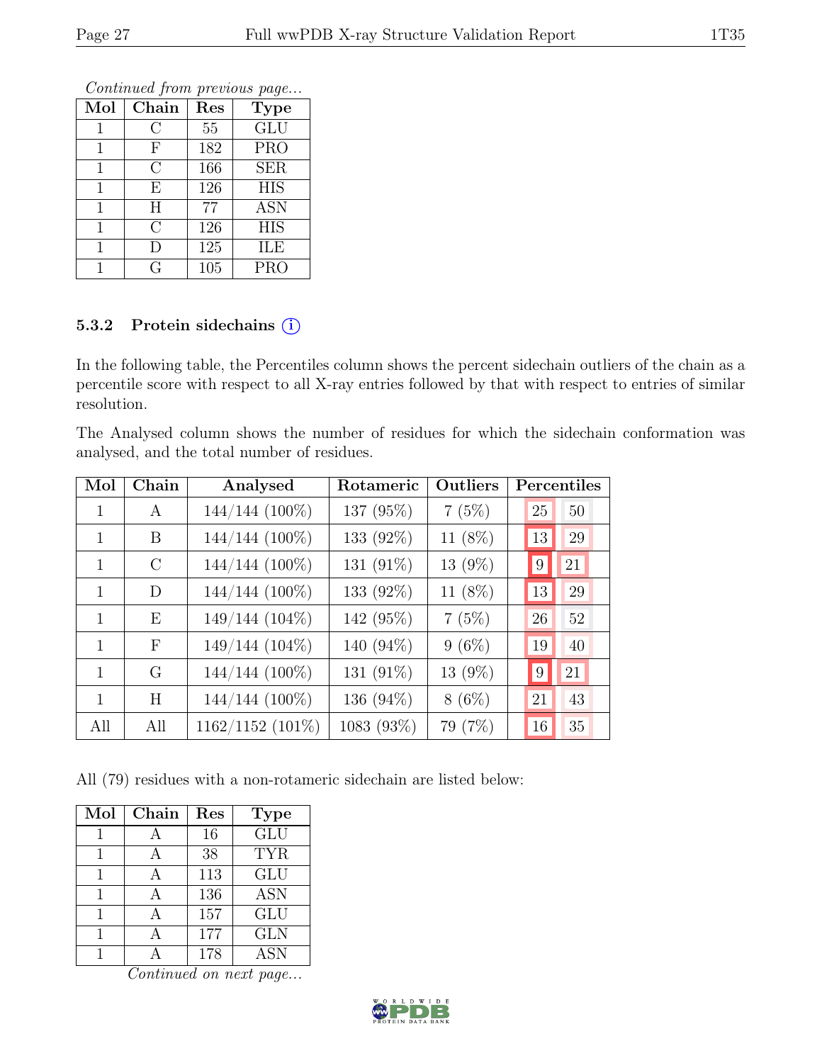*Continued from previous page...*

| Mol | Chain | Res | Type |
|---|---|---|---|
| 1 | C | 55 | GLU |
| 1 | F | 182 | PRO |
| 1 | C | 166 | SER |
| 1 | E | 126 | HIS |
| 1 | H | 77 | ASN |
| 1 | C | 126 | HIS |
| 1 | D | 125 | ILE |
| 1 | G | 105 | PRO |

### 5.3.2 Protein sidechains ⓘ

In the following table, the Percentiles column shows the percent sidechain outliers of the chain as a percentile score with respect to all X-ray entries followed by that with respect to entries of similar resolution.

The Analysed column shows the number of residues for which the sidechain conformation was analysed, and the total number of residues.

| Mol | Chain | Analysed | Rotameric | Outliers | Percentiles | |
|---|---|---|---|---|---|---|
| 1 | A | 144/144 (100%) | 137 (95%) | 7 (5%) | 25 | 50 |
| 1 | B | 144/144 (100%) | 133 (92%) | 11 (8%) | 13 | 29 |
| 1 | C | 144/144 (100%) | 131 (91%) | 13 (9%) | 9 | 21 |
| 1 | D | 144/144 (100%) | 133 (92%) | 11 (8%) | 13 | 29 |
| 1 | E | 149/144 (104%) | 142 (95%) | 7 (5%) | 26 | 52 |
| 1 | F | 149/144 (104%) | 140 (94%) | 9 (6%) | 19 | 40 |
| 1 | G | 144/144 (100%) | 131 (91%) | 13 (9%) | 9 | 21 |
| 1 | H | 144/144 (100%) | 136 (94%) | 8 (6%) | 21 | 43 |
| All | All | 1162/1152 (101%) | 1083 (93%) | 79 (7%) | 16 | 35 |

All (79) residues with a non-rotameric sidechain are listed below:

| Mol | Chain | Res | Type |
|---|---|---|---|
| 1 | A | 16 | GLU |
| 1 | A | 38 | TYR |
| 1 | A | 113 | GLU |
| 1 | A | 136 | ASN |
| 1 | A | 157 | GLU |
| 1 | A | 177 | GLN |
| 1 | A | 178 | ASN |

*Continued on next page...*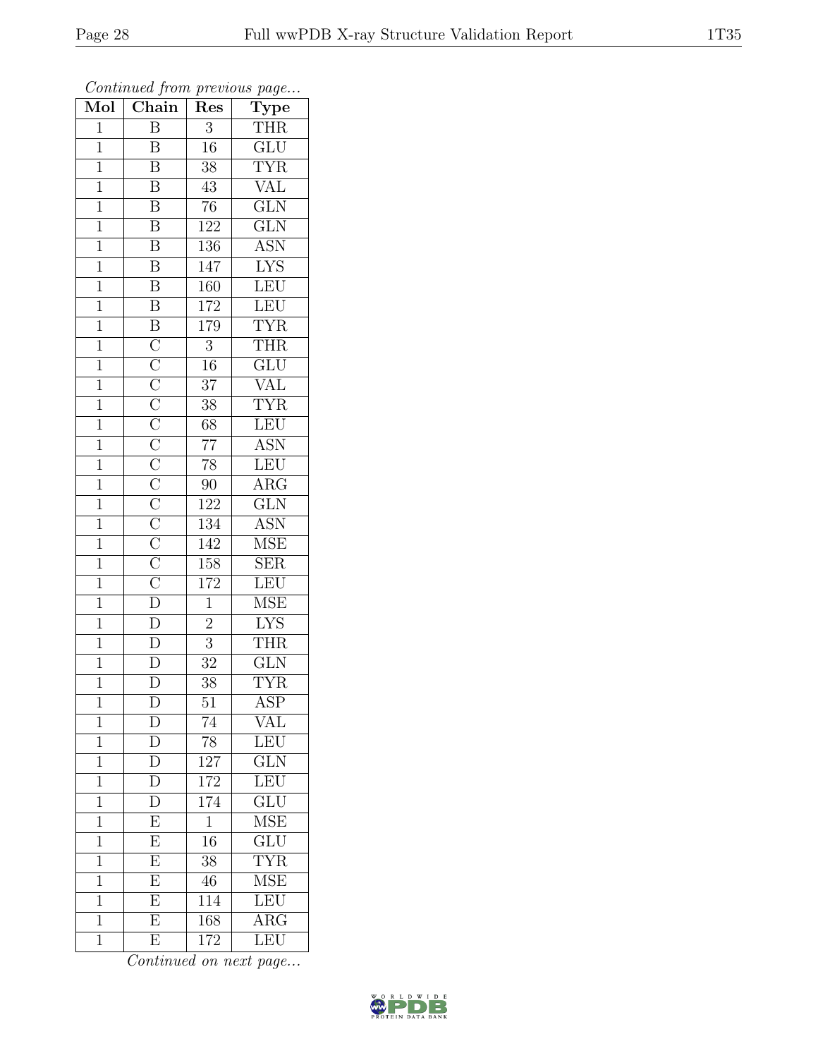*Continued from previous page...*

| Mol | Chain | Res | Type |
|---|---|---|---|
| 1 | B | 3 | THR |
| 1 | B | 16 | GLU |
| 1 | B | 38 | TYR |
| 1 | B | 43 | VAL |
| 1 | B | 76 | GLN |
| 1 | B | 122 | GLN |
| 1 | B | 136 | ASN |
| 1 | B | 147 | LYS |
| 1 | B | 160 | LEU |
| 1 | B | 172 | LEU |
| 1 | B | 179 | TYR |
| 1 | C | 3 | THR |
| 1 | C | 16 | GLU |
| 1 | C | 37 | VAL |
| 1 | C | 38 | TYR |
| 1 | C | 68 | LEU |
| 1 | C | 77 | ASN |
| 1 | C | 78 | LEU |
| 1 | C | 90 | ARG |
| 1 | C | 122 | GLN |
| 1 | C | 134 | ASN |
| 1 | C | 142 | MSE |
| 1 | C | 158 | SER |
| 1 | C | 172 | LEU |
| 1 | D | 1 | MSE |
| 1 | D | 2 | LYS |
| 1 | D | 3 | THR |
| 1 | D | 32 | GLN |
| 1 | D | 38 | TYR |
| 1 | D | 51 | ASP |
| 1 | D | 74 | VAL |
| 1 | D | 78 | LEU |
| 1 | D | 127 | GLN |
| 1 | D | 172 | LEU |
| 1 | D | 174 | GLU |
| 1 | E | 1 | MSE |
| 1 | E | 16 | GLU |
| 1 | E | 38 | TYR |
| 1 | E | 46 | MSE |
| 1 | E | 114 | LEU |
| 1 | E | 168 | ARG |
| 1 | E | 172 | LEU |

*Continued on next page...*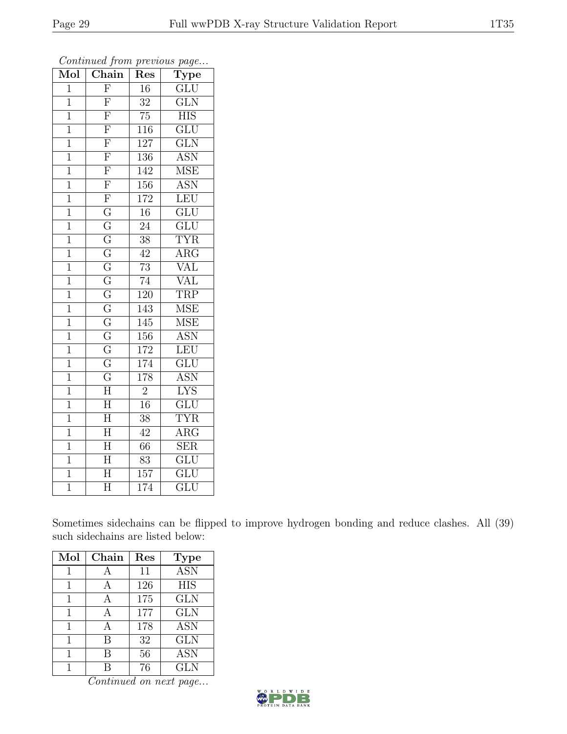*Continued from previous page...*

| Mol | Chain | Res | Type |
|---|---|---|---|
| 1 | F | 16 | GLU |
| 1 | F | 32 | GLN |
| 1 | F | 75 | HIS |
| 1 | F | 116 | GLU |
| 1 | F | 127 | GLN |
| 1 | F | 136 | ASN |
| 1 | F | 142 | MSE |
| 1 | F | 156 | ASN |
| 1 | F | 172 | LEU |
| 1 | G | 16 | GLU |
| 1 | G | 24 | GLU |
| 1 | G | 38 | TYR |
| 1 | G | 42 | ARG |
| 1 | G | 73 | VAL |
| 1 | G | 74 | VAL |
| 1 | G | 120 | TRP |
| 1 | G | 143 | MSE |
| 1 | G | 145 | MSE |
| 1 | G | 156 | ASN |
| 1 | G | 172 | LEU |
| 1 | G | 174 | GLU |
| 1 | G | 178 | ASN |
| 1 | H | 2 | LYS |
| 1 | H | 16 | GLU |
| 1 | H | 38 | TYR |
| 1 | H | 42 | ARG |
| 1 | H | 66 | SER |
| 1 | H | 83 | GLU |
| 1 | H | 157 | GLU |
| 1 | H | 174 | GLU |

Sometimes sidechains can be flipped to improve hydrogen bonding and reduce clashes. All (39) such sidechains are listed below:

| Mol | Chain | Res | Type |
|---|---|---|---|
| 1 | A | 11 | ASN |
| 1 | A | 126 | HIS |
| 1 | A | 175 | GLN |
| 1 | A | 177 | GLN |
| 1 | A | 178 | ASN |
| 1 | B | 32 | GLN |
| 1 | B | 56 | ASN |
| 1 | B | 76 | GLN |

*Continued on next page...*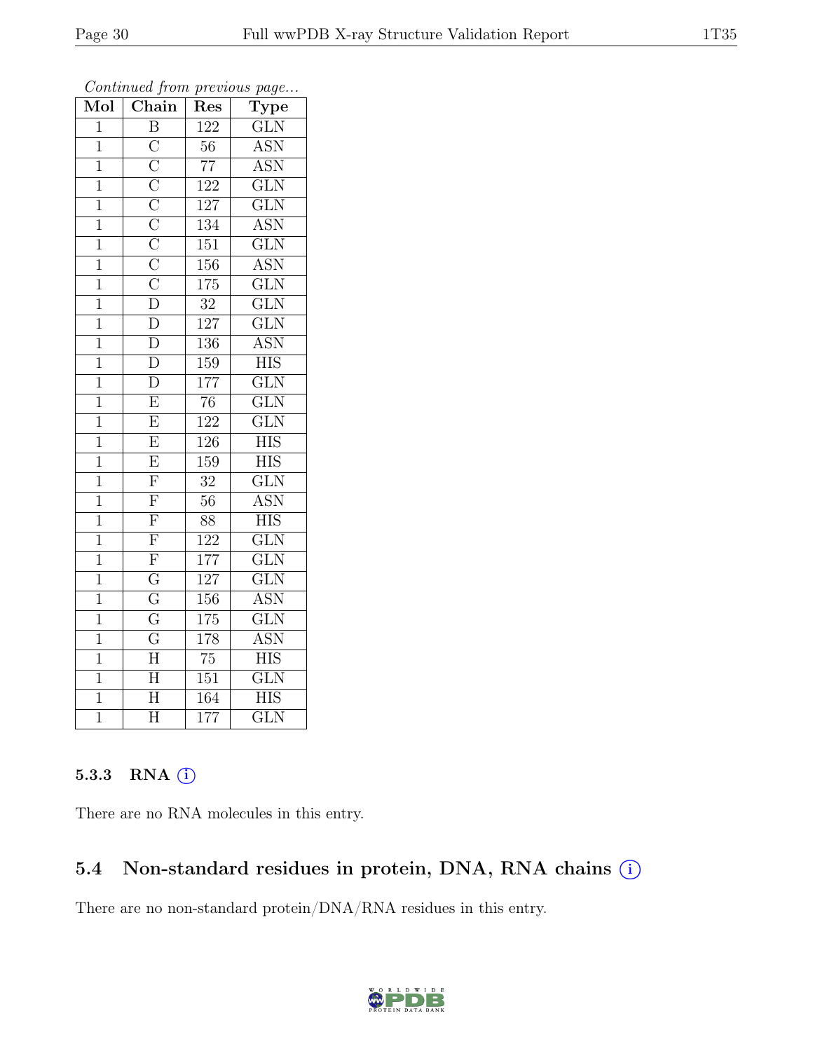*Continued from previous page...*

| Mol | Chain | Res | Type |
|---|---|---|---|
| 1 | B | 122 | GLN |
| 1 | C | 56 | ASN |
| 1 | C | 77 | ASN |
| 1 | C | 122 | GLN |
| 1 | C | 127 | GLN |
| 1 | C | 134 | ASN |
| 1 | C | 151 | GLN |
| 1 | C | 156 | ASN |
| 1 | C | 175 | GLN |
| 1 | D | 32 | GLN |
| 1 | D | 127 | GLN |
| 1 | D | 136 | ASN |
| 1 | D | 159 | HIS |
| 1 | D | 177 | GLN |
| 1 | E | 76 | GLN |
| 1 | E | 122 | GLN |
| 1 | E | 126 | HIS |
| 1 | E | 159 | HIS |
| 1 | F | 32 | GLN |
| 1 | F | 56 | ASN |
| 1 | F | 88 | HIS |
| 1 | F | 122 | GLN |
| 1 | F | 177 | GLN |
| 1 | G | 127 | GLN |
| 1 | G | 156 | ASN |
| 1 | G | 175 | GLN |
| 1 | G | 178 | ASN |
| 1 | H | 75 | HIS |
| 1 | H | 151 | GLN |
| 1 | H | 164 | HIS |
| 1 | H | 177 | GLN |

### 5.3.3 RNA

There are no RNA molecules in this entry.

## 5.4 Non-standard residues in protein, DNA, RNA chains

There are no non-standard protein/DNA/RNA residues in this entry.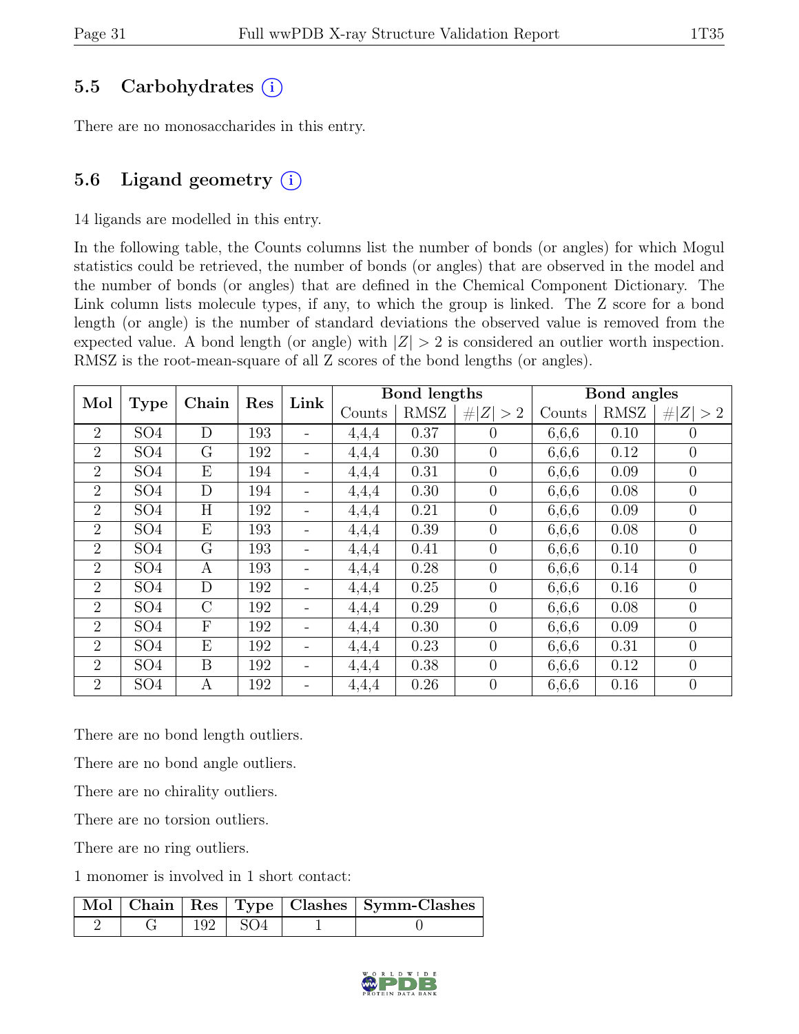## 5.5 Carbohydrates (i)

There are no monosaccharides in this entry.

## 5.6 Ligand geometry (i)

14 ligands are modelled in this entry.

In the following table, the Counts columns list the number of bonds (or angles) for which Mogul statistics could be retrieved, the number of bonds (or angles) that are observed in the model and the number of bonds (or angles) that are defined in the Chemical Component Dictionary. The Link column lists molecule types, if any, to which the group is linked. The Z score for a bond length (or angle) is the number of standard deviations the observed value is removed from the expected value. A bond length (or angle) with $|Z| > 2$ is considered an outlier worth inspection. RMSZ is the root-mean-square of all Z scores of the bond lengths (or angles).

| Mol | Type | Chain | Res | Link | Bond lengths | | | Bond angles | | |
|---|---|---|---|---|---|---|---|---|---|---|
| | | | | | Counts | RMSZ | #$\|Z\| > 2$ | Counts | RMSZ | #$\|Z\| > 2$ |
| 2 | SO4 | D | 193 | - | 4,4,4 | 0.37 | 0 | 6,6,6 | 0.10 | 0 |
| 2 | SO4 | G | 192 | - | 4,4,4 | 0.30 | 0 | 6,6,6 | 0.12 | 0 |
| 2 | SO4 | E | 194 | - | 4,4,4 | 0.31 | 0 | 6,6,6 | 0.09 | 0 |
| 2 | SO4 | D | 194 | - | 4,4,4 | 0.30 | 0 | 6,6,6 | 0.08 | 0 |
| 2 | SO4 | H | 192 | - | 4,4,4 | 0.21 | 0 | 6,6,6 | 0.09 | 0 |
| 2 | SO4 | E | 193 | - | 4,4,4 | 0.39 | 0 | 6,6,6 | 0.08 | 0 |
| 2 | SO4 | G | 193 | - | 4,4,4 | 0.41 | 0 | 6,6,6 | 0.10 | 0 |
| 2 | SO4 | A | 193 | - | 4,4,4 | 0.28 | 0 | 6,6,6 | 0.14 | 0 |
| 2 | SO4 | D | 192 | - | 4,4,4 | 0.25 | 0 | 6,6,6 | 0.16 | 0 |
| 2 | SO4 | C | 192 | - | 4,4,4 | 0.29 | 0 | 6,6,6 | 0.08 | 0 |
| 2 | SO4 | F | 192 | - | 4,4,4 | 0.30 | 0 | 6,6,6 | 0.09 | 0 |
| 2 | SO4 | E | 192 | - | 4,4,4 | 0.23 | 0 | 6,6,6 | 0.31 | 0 |
| 2 | SO4 | B | 192 | - | 4,4,4 | 0.38 | 0 | 6,6,6 | 0.12 | 0 |
| 2 | SO4 | A | 192 | - | 4,4,4 | 0.26 | 0 | 6,6,6 | 0.16 | 0 |

There are no bond length outliers.

There are no bond angle outliers.

There are no chirality outliers.

There are no torsion outliers.

There are no ring outliers.

1 monomer is involved in 1 short contact:

| Mol | Chain | Res | Type | Clashes | Symm-Clashes |
|---|---|---|---|---|---|
| 2 | G | 192 | SO4 | 1 | 0 |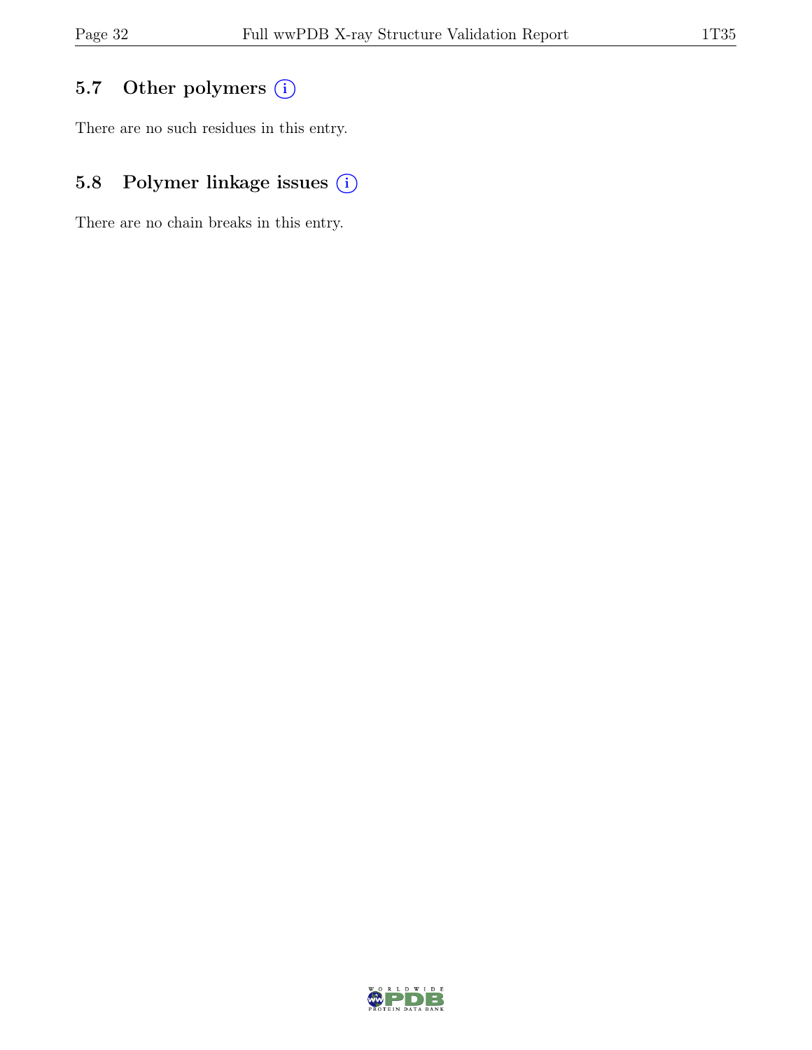## 5.7 Other polymers (i)

There are no such residues in this entry.

## 5.8 Polymer linkage issues (i)

There are no chain breaks in this entry.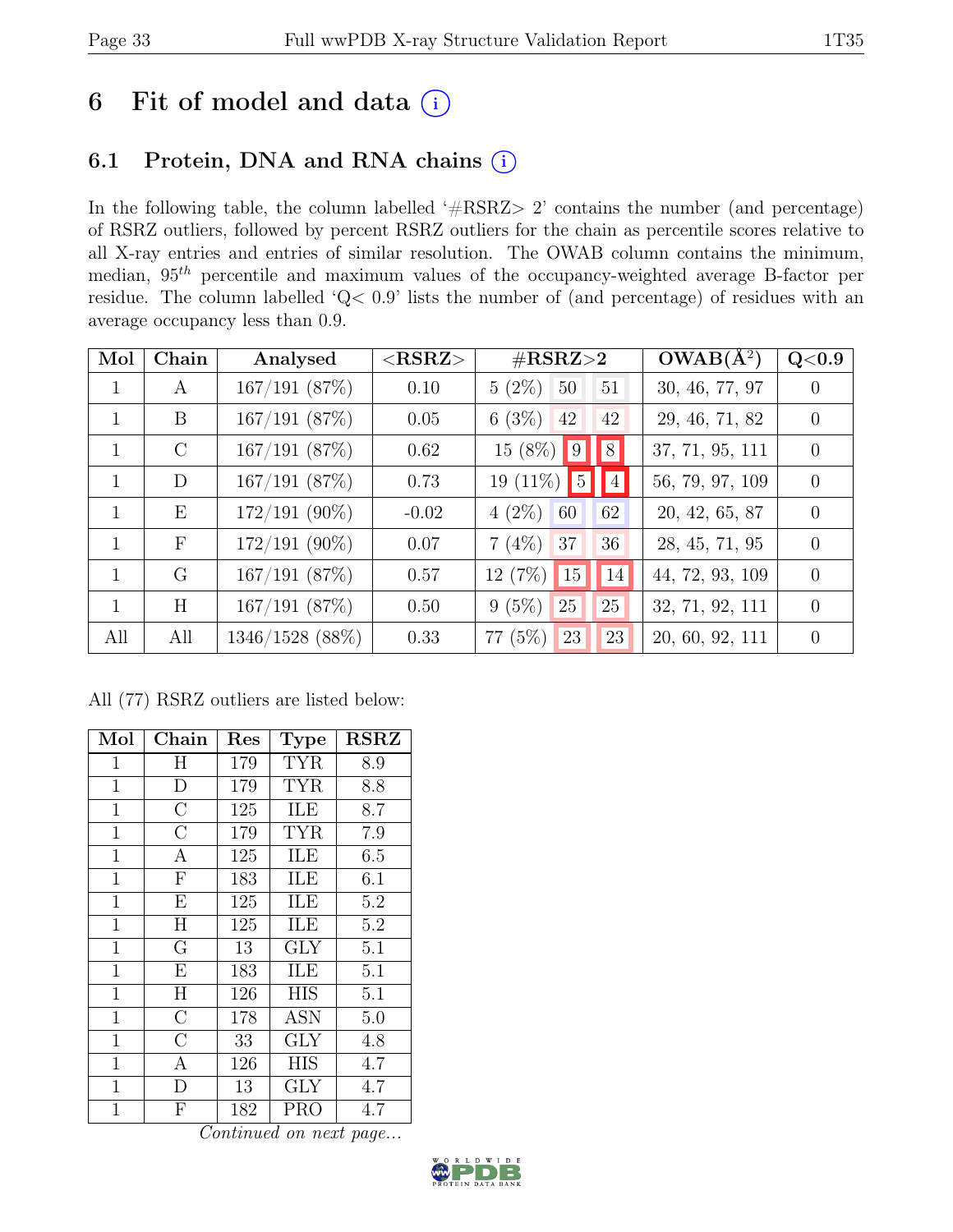# 6 Fit of model and data (i)

## 6.1 Protein, DNA and RNA chains (i)

In the following table, the column labelled '#RSRZ> 2' contains the number (and percentage) of RSRZ outliers, followed by percent RSRZ outliers for the chain as percentile scores relative to all X-ray entries and entries of similar resolution. The OWAB column contains the minimum, median, $95^{th}$ percentile and maximum values of the occupancy-weighted average B-factor per residue. The column labelled 'Q< 0.9' lists the number of (and percentage) of residues with an average occupancy less than 0.9.

| Mol | Chain | Analysed | <RSRZ> | #RSRZ>2 | | | OWAB(Å$^2$) | Q<0.9 |
|---|---|---|---|---|---|---|---|---|
| 1 | A | 167/191 (87%) | 0.10 | 5 (2%) | 50 | 51 | 30, 46, 77, 97 | 0 |
| 1 | B | 167/191 (87%) | 0.05 | 6 (3%) | 42 | 42 | 29, 46, 71, 82 | 0 |
| 1 | C | 167/191 (87%) | 0.62 | 15 (8%) | 9 | 8 | 37, 71, 95, 111 | 0 |
| 1 | D | 167/191 (87%) | 0.73 | 19 (11%) | 5 | 4 | 56, 79, 97, 109 | 0 |
| 1 | E | 172/191 (90%) | -0.02 | 4 (2%) | 60 | 62 | 20, 42, 65, 87 | 0 |
| 1 | F | 172/191 (90%) | 0.07 | 7 (4%) | 37 | 36 | 28, 45, 71, 95 | 0 |
| 1 | G | 167/191 (87%) | 0.57 | 12 (7%) | 15 | 14 | 44, 72, 93, 109 | 0 |
| 1 | H | 167/191 (87%) | 0.50 | 9 (5%) | 25 | 25 | 32, 71, 92, 111 | 0 |
| All | All | 1346/1528 (88%) | 0.33 | 77 (5%) | 23 | 23 | 20, 60, 92, 111 | 0 |

All (77) RSRZ outliers are listed below:

| Mol | Chain | Res | Type | RSRZ |
|---|---|---|---|---|
| 1 | H | 179 | TYR | 8.9 |
| 1 | D | 179 | TYR | 8.8 |
| 1 | C | 125 | ILE | 8.7 |
| 1 | C | 179 | TYR | 7.9 |
| 1 | A | 125 | ILE | 6.5 |
| 1 | F | 183 | ILE | 6.1 |
| 1 | E | 125 | ILE | 5.2 |
| 1 | H | 125 | ILE | 5.2 |
| 1 | G | 13 | GLY | 5.1 |
| 1 | E | 183 | ILE | 5.1 |
| 1 | H | 126 | HIS | 5.1 |
| 1 | C | 178 | ASN | 5.0 |
| 1 | C | 33 | GLY | 4.8 |
| 1 | A | 126 | HIS | 4.7 |
| 1 | D | 13 | GLY | 4.7 |
| 1 | F | 182 | PRO | 4.7 |

*Continued on next page...*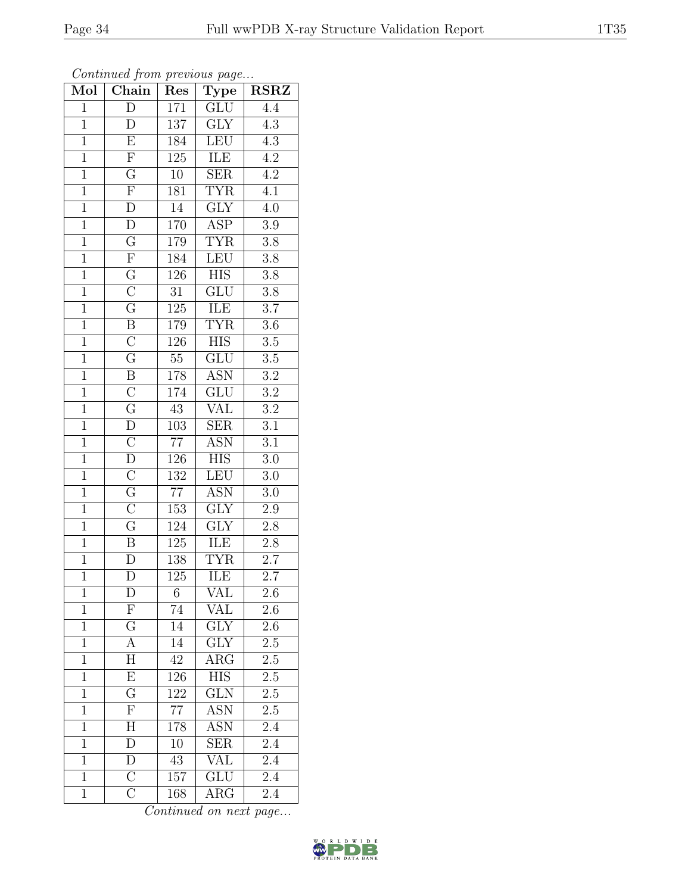*Continued from previous page...*

| Mol | Chain | Res | Type | RSRZ |
|---|---|---|---|---|
| 1 | D | 171 | GLU | 4.4 |
| 1 | D | 137 | GLY | 4.3 |
| 1 | E | 184 | LEU | 4.3 |
| 1 | F | 125 | ILE | 4.2 |
| 1 | G | 10 | SER | 4.2 |
| 1 | F | 181 | TYR | 4.1 |
| 1 | D | 14 | GLY | 4.0 |
| 1 | D | 170 | ASP | 3.9 |
| 1 | G | 179 | TYR | 3.8 |
| 1 | F | 184 | LEU | 3.8 |
| 1 | G | 126 | HIS | 3.8 |
| 1 | C | 31 | GLU | 3.8 |
| 1 | G | 125 | ILE | 3.7 |
| 1 | B | 179 | TYR | 3.6 |
| 1 | C | 126 | HIS | 3.5 |
| 1 | G | 55 | GLU | 3.5 |
| 1 | B | 178 | ASN | 3.2 |
| 1 | C | 174 | GLU | 3.2 |
| 1 | G | 43 | VAL | 3.2 |
| 1 | D | 103 | SER | 3.1 |
| 1 | C | 77 | ASN | 3.1 |
| 1 | D | 126 | HIS | 3.0 |
| 1 | C | 132 | LEU | 3.0 |
| 1 | G | 77 | ASN | 3.0 |
| 1 | C | 153 | GLY | 2.9 |
| 1 | G | 124 | GLY | 2.8 |
| 1 | B | 125 | ILE | 2.8 |
| 1 | D | 138 | TYR | 2.7 |
| 1 | D | 125 | ILE | 2.7 |
| 1 | D | 6 | VAL | 2.6 |
| 1 | F | 74 | VAL | 2.6 |
| 1 | G | 14 | GLY | 2.6 |
| 1 | A | 14 | GLY | 2.5 |
| 1 | H | 42 | ARG | 2.5 |
| 1 | E | 126 | HIS | 2.5 |
| 1 | G | 122 | GLN | 2.5 |
| 1 | F | 77 | ASN | 2.5 |
| 1 | H | 178 | ASN | 2.4 |
| 1 | D | 10 | SER | 2.4 |
| 1 | D | 43 | VAL | 2.4 |
| 1 | C | 157 | GLU | 2.4 |
| 1 | C | 168 | ARG | 2.4 |

*Continued on next page...*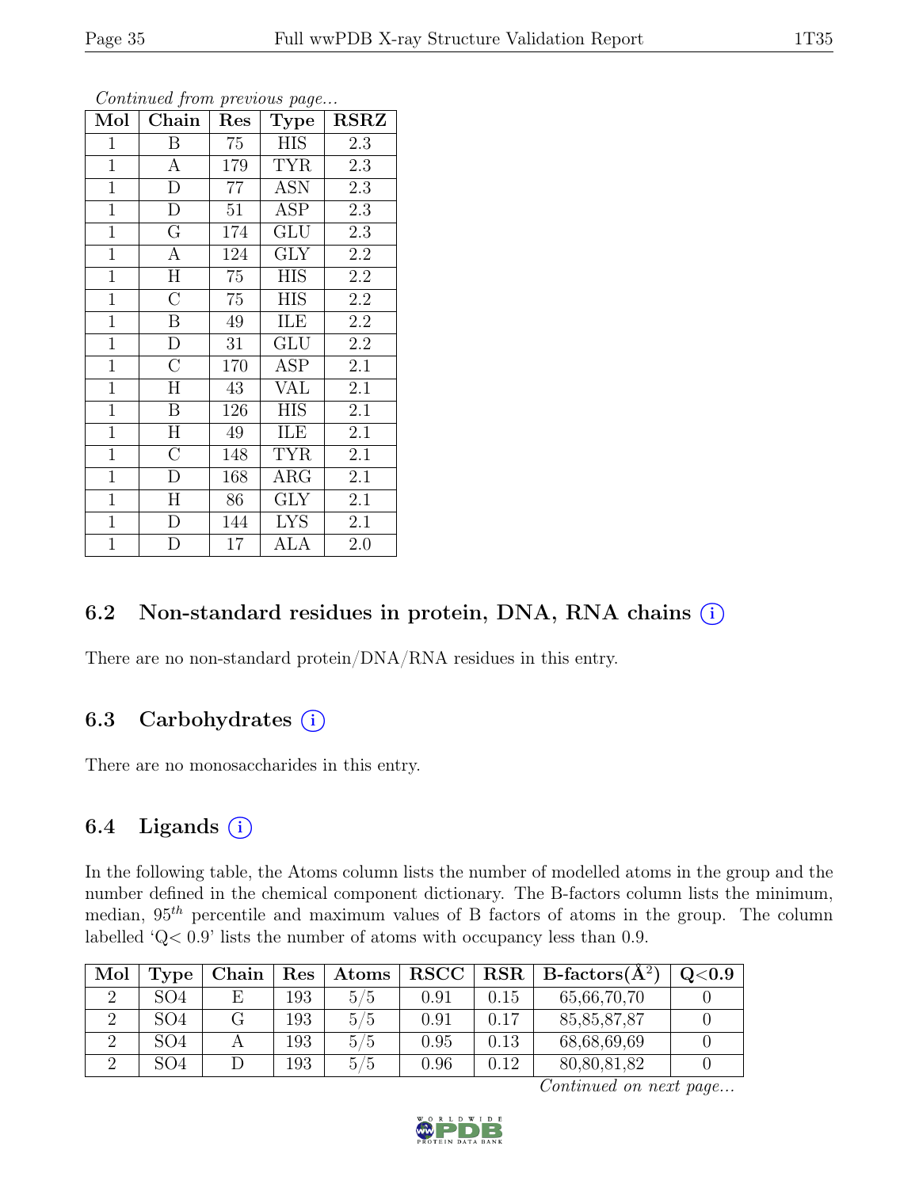*Continued from previous page...*

| Mol | Chain | Res | Type | RSRZ |
|---|---|---|---|---|
| 1 | B | 75 | HIS | 2.3 |
| 1 | A | 179 | TYR | 2.3 |
| 1 | D | 77 | ASN | 2.3 |
| 1 | D | 51 | ASP | 2.3 |
| 1 | G | 174 | GLU | 2.3 |
| 1 | A | 124 | GLY | 2.2 |
| 1 | H | 75 | HIS | 2.2 |
| 1 | C | 75 | HIS | 2.2 |
| 1 | B | 49 | ILE | 2.2 |
| 1 | D | 31 | GLU | 2.2 |
| 1 | C | 170 | ASP | 2.1 |
| 1 | H | 43 | VAL | 2.1 |
| 1 | B | 126 | HIS | 2.1 |
| 1 | H | 49 | ILE | 2.1 |
| 1 | C | 148 | TYR | 2.1 |
| 1 | D | 168 | ARG | 2.1 |
| 1 | H | 86 | GLY | 2.1 |
| 1 | D | 144 | LYS | 2.1 |
| 1 | D | 17 | ALA | 2.0 |

## 6.2 Non-standard residues in protein, DNA, RNA chains

There are no non-standard protein/DNA/RNA residues in this entry.

## 6.3 Carbohydrates

There are no monosaccharides in this entry.

## 6.4 Ligands

In the following table, the Atoms column lists the number of modelled atoms in the group and the number defined in the chemical component dictionary. The B-factors column lists the minimum, median, $95^{th}$ percentile and maximum values of B factors of atoms in the group. The column labelled 'Q< 0.9' lists the number of atoms with occupancy less than 0.9.

| Mol | Type | Chain | Res | Atoms | RSCC | RSR | B-factors(Å$^2$) | Q<0.9 |
|---|---|---|---|---|---|---|---|---|
| 2 | SO4 | E | 193 | 5/5 | 0.91 | 0.15 | 65,66,70,70 | 0 |
| 2 | SO4 | G | 193 | 5/5 | 0.91 | 0.17 | 85,85,87,87 | 0 |
| 2 | SO4 | A | 193 | 5/5 | 0.95 | 0.13 | 68,68,69,69 | 0 |
| 2 | SO4 | D | 193 | 5/5 | 0.96 | 0.12 | 80,80,81,82 | 0 |

*Continued on next page...*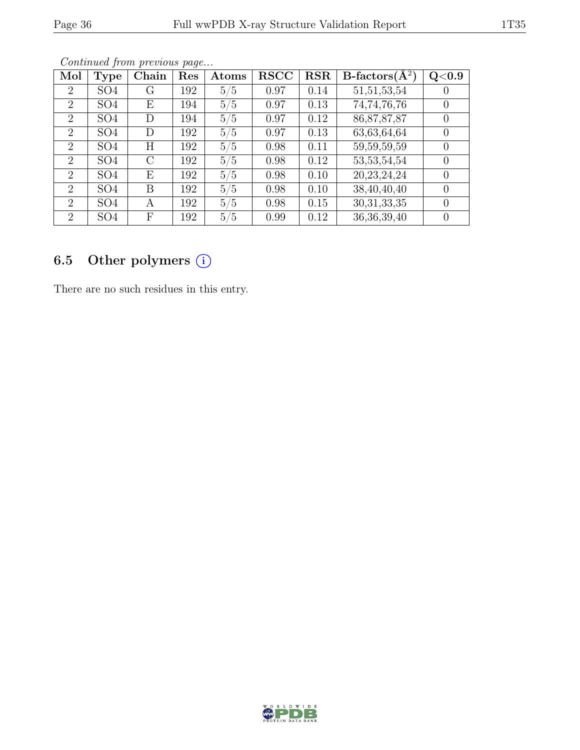*Continued from previous page...*

| Mol | Type | Chain | Res | Atoms | RSCC | RSR | B-factors($Å^2$) | Q<0.9 |
|---|---|---|---|---|---|---|---|---|
| 2 | SO4 | G | 192 | 5/5 | 0.97 | 0.14 | 51,51,53,54 | 0 |
| 2 | SO4 | E | 194 | 5/5 | 0.97 | 0.13 | 74,74,76,76 | 0 |
| 2 | SO4 | D | 194 | 5/5 | 0.97 | 0.12 | 86,87,87,87 | 0 |
| 2 | SO4 | D | 192 | 5/5 | 0.97 | 0.13 | 63,63,64,64 | 0 |
| 2 | SO4 | H | 192 | 5/5 | 0.98 | 0.11 | 59,59,59,59 | 0 |
| 2 | SO4 | C | 192 | 5/5 | 0.98 | 0.12 | 53,53,54,54 | 0 |
| 2 | SO4 | E | 192 | 5/5 | 0.98 | 0.10 | 20,23,24,24 | 0 |
| 2 | SO4 | B | 192 | 5/5 | 0.98 | 0.10 | 38,40,40,40 | 0 |
| 2 | SO4 | A | 192 | 5/5 | 0.98 | 0.15 | 30,31,33,35 | 0 |
| 2 | SO4 | F | 192 | 5/5 | 0.99 | 0.12 | 36,36,39,40 | 0 |

## 6.5 Other polymers (i)

There are no such residues in this entry.